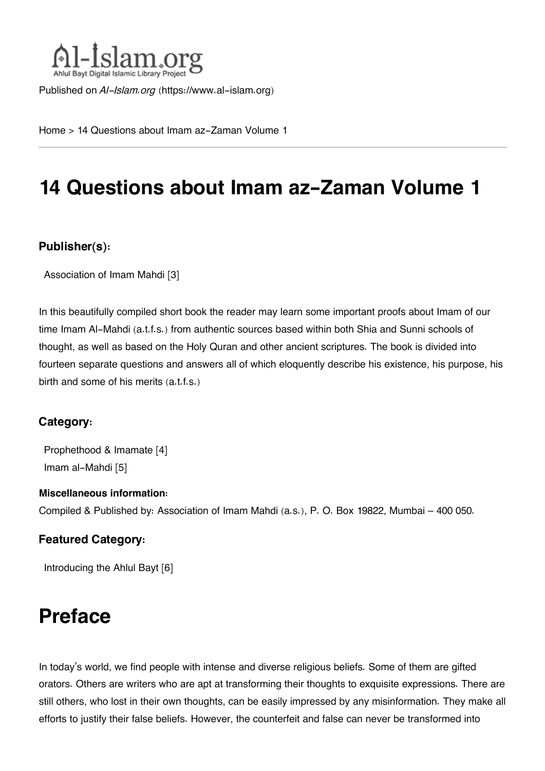Al-Islam.org
Ahlul Bayt Digital Islamic Library Project

Published on *Al-Islam.org* (https://www.al-islam.org)

Home > 14 Questions about Imam az-Zaman Volume 1

# 14 Questions about Imam az-Zaman Volume 1

### Publisher(s):

Association of Imam Mahdi [3]

In this beautifully compiled short book the reader may learn some important proofs about Imam of our time Imam Al-Mahdi (a.t.f.s.) from authentic sources based within both Shia and Sunni schools of thought, as well as based on the Holy Quran and other ancient scriptures. The book is divided into fourteen separate questions and answers all of which eloquently describe his existence, his purpose, his birth and some of his merits (a.t.f.s.)

### Category:

Prophethood & Imamate [4]
Imam al-Mahdi [5]

#### Miscellaneous information:

Compiled & Published by: Association of Imam Mahdi (a.s.), P. O. Box 19822, Mumbai – 400 050.

### Featured Category:

Introducing the Ahlul Bayt [6]

# Preface

In today's world, we find people with intense and diverse religious beliefs. Some of them are gifted orators. Others are writers who are apt at transforming their thoughts to exquisite expressions. There are still others, who lost in their own thoughts, can be easily impressed by any misinformation. They make all efforts to justify their false beliefs. However, the counterfeit and false can never be transformed into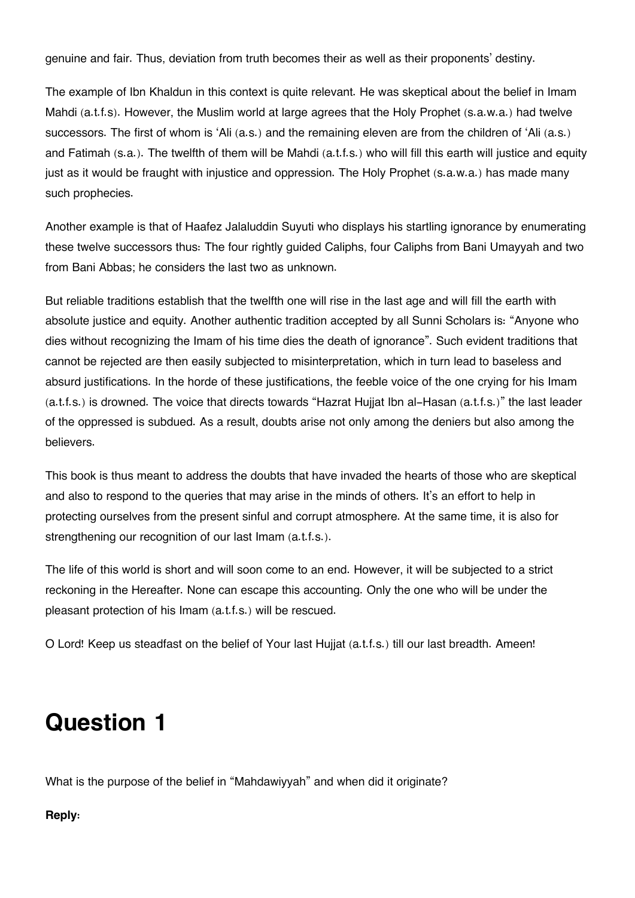genuine and fair. Thus, deviation from truth becomes their as well as their proponents' destiny.

The example of Ibn Khaldun in this context is quite relevant. He was skeptical about the belief in Imam Mahdi (a.t.f.s). However, the Muslim world at large agrees that the Holy Prophet (s.a.w.a.) had twelve successors. The first of whom is 'Ali (a.s.) and the remaining eleven are from the children of 'Ali (a.s.) and Fatimah (s.a.). The twelfth of them will be Mahdi (a.t.f.s.) who will fill this earth will justice and equity just as it would be fraught with injustice and oppression. The Holy Prophet (s.a.w.a.) has made many such prophecies.

Another example is that of Haafez Jalaluddin Suyuti who displays his startling ignorance by enumerating these twelve successors thus: The four rightly guided Caliphs, four Caliphs from Bani Umayyah and two from Bani Abbas; he considers the last two as unknown.

But reliable traditions establish that the twelfth one will rise in the last age and will fill the earth with absolute justice and equity. Another authentic tradition accepted by all Sunni Scholars is: "Anyone who dies without recognizing the Imam of his time dies the death of ignorance". Such evident traditions that cannot be rejected are then easily subjected to misinterpretation, which in turn lead to baseless and absurd justifications. In the horde of these justifications, the feeble voice of the one crying for his Imam (a.t.f.s.) is drowned. The voice that directs towards "Hazrat Hujjat Ibn al-Hasan (a.t.f.s.)" the last leader of the oppressed is subdued. As a result, doubts arise not only among the deniers but also among the believers.

This book is thus meant to address the doubts that have invaded the hearts of those who are skeptical and also to respond to the queries that may arise in the minds of others. It's an effort to help in protecting ourselves from the present sinful and corrupt atmosphere. At the same time, it is also for strengthening our recognition of our last Imam (a.t.f.s.).

The life of this world is short and will soon come to an end. However, it will be subjected to a strict reckoning in the Hereafter. None can escape this accounting. Only the one who will be under the pleasant protection of his Imam (a.t.f.s.) will be rescued.

O Lord! Keep us steadfast on the belief of Your last Hujjat (a.t.f.s.) till our last breadth. Ameen!

# Question 1

What is the purpose of the belief in "Mahdawiyyah" and when did it originate?

**Reply:**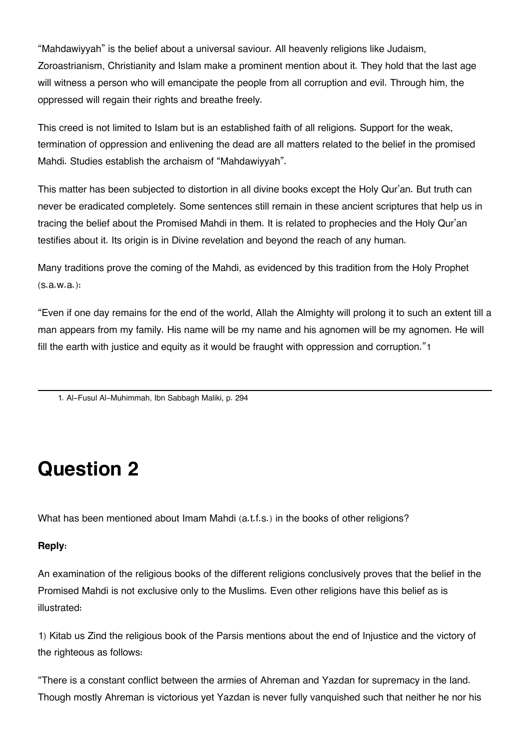"Mahdawiyyah" is the belief about a universal saviour. All heavenly religions like Judaism, Zoroastrianism, Christianity and Islam make a prominent mention about it. They hold that the last age will witness a person who will emancipate the people from all corruption and evil. Through him, the oppressed will regain their rights and breathe freely.

This creed is not limited to Islam but is an established faith of all religions. Support for the weak, termination of oppression and enlivening the dead are all matters related to the belief in the promised Mahdi. Studies establish the archaism of "Mahdawiyyah".

This matter has been subjected to distortion in all divine books except the Holy Qur'an. But truth can never be eradicated completely. Some sentences still remain in these ancient scriptures that help us in tracing the belief about the Promised Mahdi in them. It is related to prophecies and the Holy Qur'an testifies about it. Its origin is in Divine revelation and beyond the reach of any human.

Many traditions prove the coming of the Mahdi, as evidenced by this tradition from the Holy Prophet (s.a.w.a.):

"Even if one day remains for the end of the world, Allah the Almighty will prolong it to such an extent till a man appears from my family. His name will be my name and his agnomen will be my agnomen. He will fill the earth with justice and equity as it would be fraught with oppression and corruption."[1]

---

1. Al-Fusul Al-Muhimmah, Ibn Sabbagh Maliki, p. 294

# Question 2

What has been mentioned about Imam Mahdi (a.t.f.s.) in the books of other religions?

**Reply:**

An examination of the religious books of the different religions conclusively proves that the belief in the Promised Mahdi is not exclusive only to the Muslims. Even other religions have this belief as is illustrated:

1) Kitab us Zind the religious book of the Parsis mentions about the end of Injustice and the victory of the righteous as follows:

"There is a constant conflict between the armies of Ahreman and Yazdan for supremacy in the land. Though mostly Ahreman is victorious yet Yazdan is never fully vanquished such that neither he nor his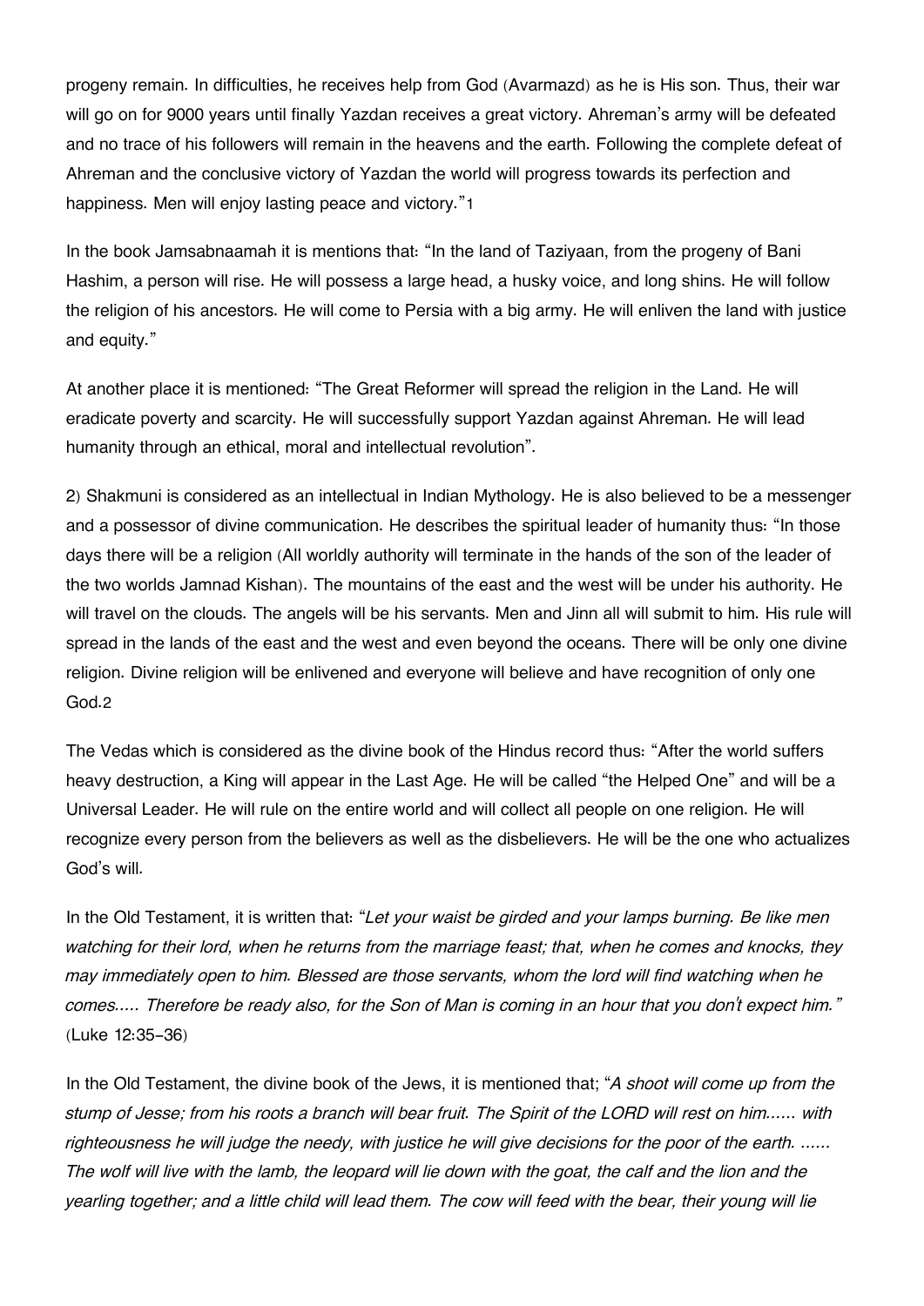progeny remain. In difficulties, he receives help from God (Avarmazd) as he is His son. Thus, their war will go on for 9000 years until finally Yazdan receives a great victory. Ahreman's army will be defeated and no trace of his followers will remain in the heavens and the earth. Following the complete defeat of Ahreman and the conclusive victory of Yazdan the world will progress towards its perfection and happiness. Men will enjoy lasting peace and victory."[1]

In the book Jamsabnaamah it is mentions that: "In the land of Taziyaan, from the progeny of Bani Hashim, a person will rise. He will possess a large head, a husky voice, and long shins. He will follow the religion of his ancestors. He will come to Persia with a big army. He will enliven the land with justice and equity."

At another place it is mentioned: "The Great Reformer will spread the religion in the Land. He will eradicate poverty and scarcity. He will successfully support Yazdan against Ahreman. He will lead humanity through an ethical, moral and intellectual revolution".

2) Shakmuni is considered as an intellectual in Indian Mythology. He is also believed to be a messenger and a possessor of divine communication. He describes the spiritual leader of humanity thus: "In those days there will be a religion (All worldly authority will terminate in the hands of the son of the leader of the two worlds Jamnad Kishan). The mountains of the east and the west will be under his authority. He will travel on the clouds. The angels will be his servants. Men and Jinn all will submit to him. His rule will spread in the lands of the east and the west and even beyond the oceans. There will be only one divine religion. Divine religion will be enlivened and everyone will believe and have recognition of only one God.[2]

The Vedas which is considered as the divine book of the Hindus record thus: "After the world suffers heavy destruction, a King will appear in the Last Age. He will be called "the Helped One" and will be a Universal Leader. He will rule on the entire world and will collect all people on one religion. He will recognize every person from the believers as well as the disbelievers. He will be the one who actualizes God's will.

In the Old Testament, it is written that: "*Let your waist be girded and your lamps burning. Be like men watching for their lord, when he returns from the marriage feast; that, when he comes and knocks, they may immediately open to him. Blessed are those servants, whom the lord will find watching when he comes..... Therefore be ready also, for the Son of Man is coming in an hour that you don't expect him.*" (Luke 12:35-36)

In the Old Testament, the divine book of the Jews, it is mentioned that; "*A shoot will come up from the stump of Jesse; from his roots a branch will bear fruit. The Spirit of the LORD will rest on him...... with righteousness he will judge the needy, with justice he will give decisions for the poor of the earth. ...... The wolf will live with the lamb, the leopard will lie down with the goat, the calf and the lion and the yearling together; and a little child will lead them. The cow will feed with the bear, their young will lie*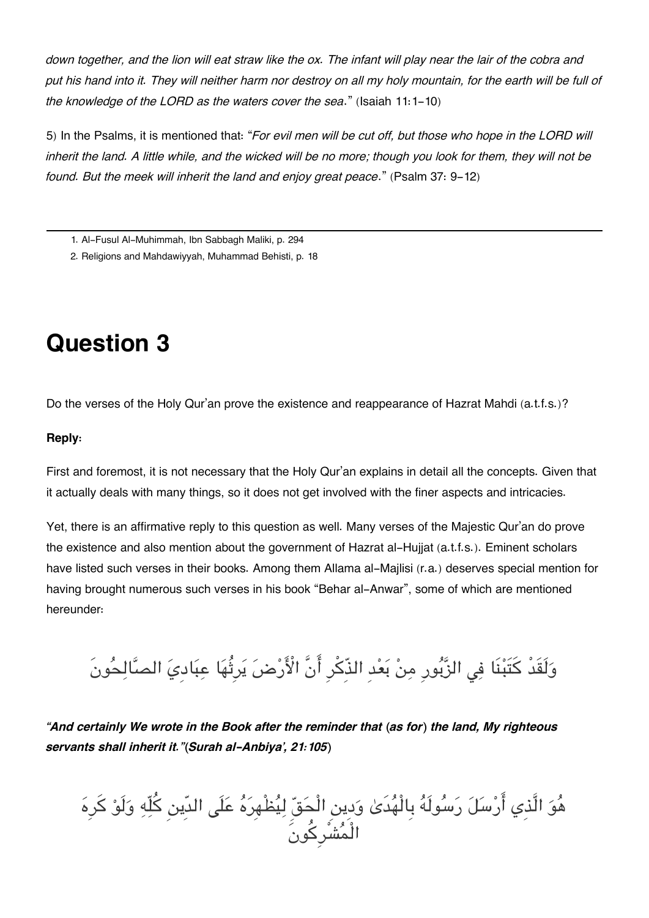*down together, and the lion will eat straw like the ox. The infant will play near the lair of the cobra and put his hand into it. They will neither harm nor destroy on all my holy mountain, for the earth will be full of the knowledge of the LORD as the waters cover the sea.*" (Isaiah 11:1-10)

5) In the Psalms, it is mentioned that: "*For evil men will be cut off, but those who hope in the LORD will inherit the land. A little while, and the wicked will be no more; though you look for them, they will not be found. But the meek will inherit the land and enjoy great peace.*" (Psalm 37: 9-12)

---

1. Al-Fusul Al-Muhimmah, Ibn Sabbagh Maliki, p. 294
2. Religions and Mahdawiyyah, Muhammad Behisti, p. 18

# Question 3

Do the verses of the Holy Qur'an prove the existence and reappearance of Hazrat Mahdi (a.t.f.s.)?

**Reply:**

First and foremost, it is not necessary that the Holy Qur'an explains in detail all the concepts. Given that it actually deals with many things, so it does not get involved with the finer aspects and intricacies.

Yet, there is an affirmative reply to this question as well. Many verses of the Majestic Qur'an do prove the existence and also mention about the government of Hazrat al-Hujjat (a.t.f.s.). Eminent scholars have listed such verses in their books. Among them Allama al-Majlisi (r.a.) deserves special mention for having brought numerous such verses in his book "Behar al-Anwar", some of which are mentioned hereunder:

وَلَقَدْ كَتَبْنَا فِي الزَّبُورِ مِنْ بَعْدِ الذِّكْرِ أَنَّ الْأَرْضَ يَرِثُهَا عِبَادِيَ الصَّالِحُونَ

***"And certainly We wrote in the Book after the reminder that (as for) the land, My righteous servants shall inherit it."(Surah al-Anbiya', 21:105)***

هُوَ الَّذِي أَرْسَلَ رَسُولَهُ بِالْهُدَىٰ وَدِينِ الْحَقِّ لِيُظْهِرَهُ عَلَى الدِّينِ كُلِّهِ وَلَوْ كَرِهَ الْمُشْرِكُونَ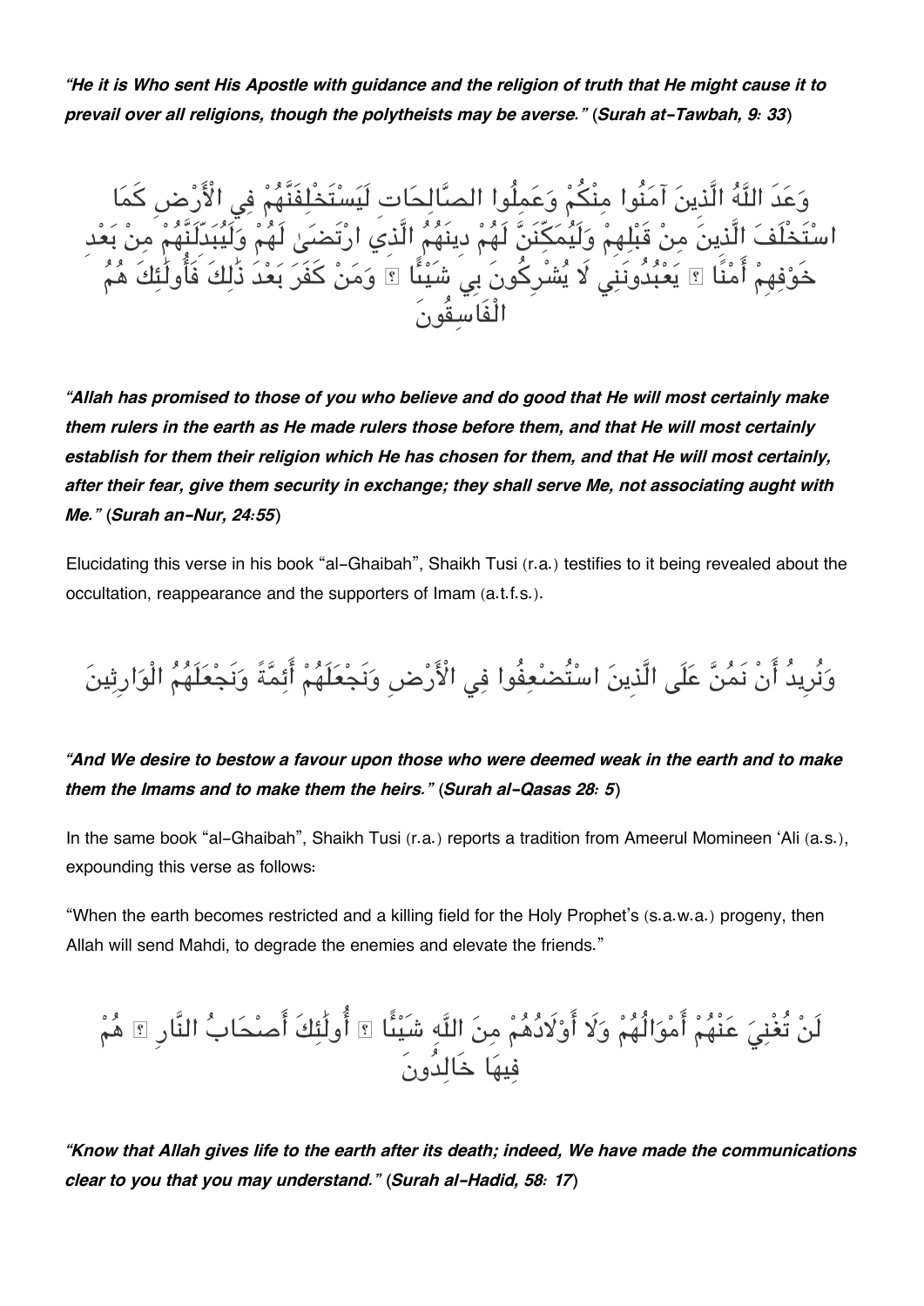*“He it is Who sent His Apostle with guidance and the religion of truth that He might cause it to prevail over all religions, though the polytheists may be averse.”* (*Surah at-Tawbah, 9: 33*)

وَعَدَ اللَّهُ الَّذِينَ آمَنُوا مِنْكُمْ وَعَمِلُوا الصَّالِحَاتِ لَيَسْتَخْلِفَنَّهُمْ فِي الْأَرْضِ كَمَا اسْتَخْلَفَ الَّذِينَ مِنْ قَبْلِهِمْ وَلَيُمَكِّنَنَّ لَهُمْ دِينَهُمُ الَّذِي ارْتَضَىٰ لَهُمْ وَلَيُبَدِّلَنَّهُمْ مِنْ بَعْدِ خَوْفِهِمْ أَمْنًا ۚ يَعْبُدُونَنِي لَا يُشْرِكُونَ بِي شَيْئًا ۚ وَمَنْ كَفَرَ بَعْدَ ذَٰلِكَ فَأُولَٰئِكَ هُمُ الْفَاسِقُونَ

*“Allah has promised to those of you who believe and do good that He will most certainly make them rulers in the earth as He made rulers those before them, and that He will most certainly establish for them their religion which He has chosen for them, and that He will most certainly, after their fear, give them security in exchange; they shall serve Me, not associating aught with Me.”* (*Surah an-Nur, 24:55*)

Elucidating this verse in his book “al-Ghaibah”, Shaikh Tusi (r.a.) testifies to it being revealed about the occultation, reappearance and the supporters of Imam (a.t.f.s.).

وَنُرِيدُ أَنْ نَمُنَّ عَلَى الَّذِينَ اسْتُضْعِفُوا فِي الْأَرْضِ وَنَجْعَلَهُمْ أَئِمَّةً وَنَجْعَلَهُمُ الْوَارِثِينَ

*“And We desire to bestow a favour upon those who were deemed weak in the earth and to make them the Imams and to make them the heirs.”* (*Surah al-Qasas 28: 5*)

In the same book “al-Ghaibah”, Shaikh Tusi (r.a.) reports a tradition from Ameerul Momineen ‘Ali (a.s.), expounding this verse as follows:

“When the earth becomes restricted and a killing field for the Holy Prophet’s (s.a.w.a.) progeny, then Allah will send Mahdi, to degrade the enemies and elevate the friends.”

لَنْ تُغْنِيَ عَنْهُمْ أَمْوَالُهُمْ وَلَا أَوْلَادُهُمْ مِنَ اللَّهِ شَيْئًا ۚ أُولَٰئِكَ أَصْحَابُ النَّارِ ۖ هُمْ فِيهَا خَالِدُونَ

*“Know that Allah gives life to the earth after its death; indeed, We have made the communications clear to you that you may understand.”* (*Surah al-Hadid, 58: 17*)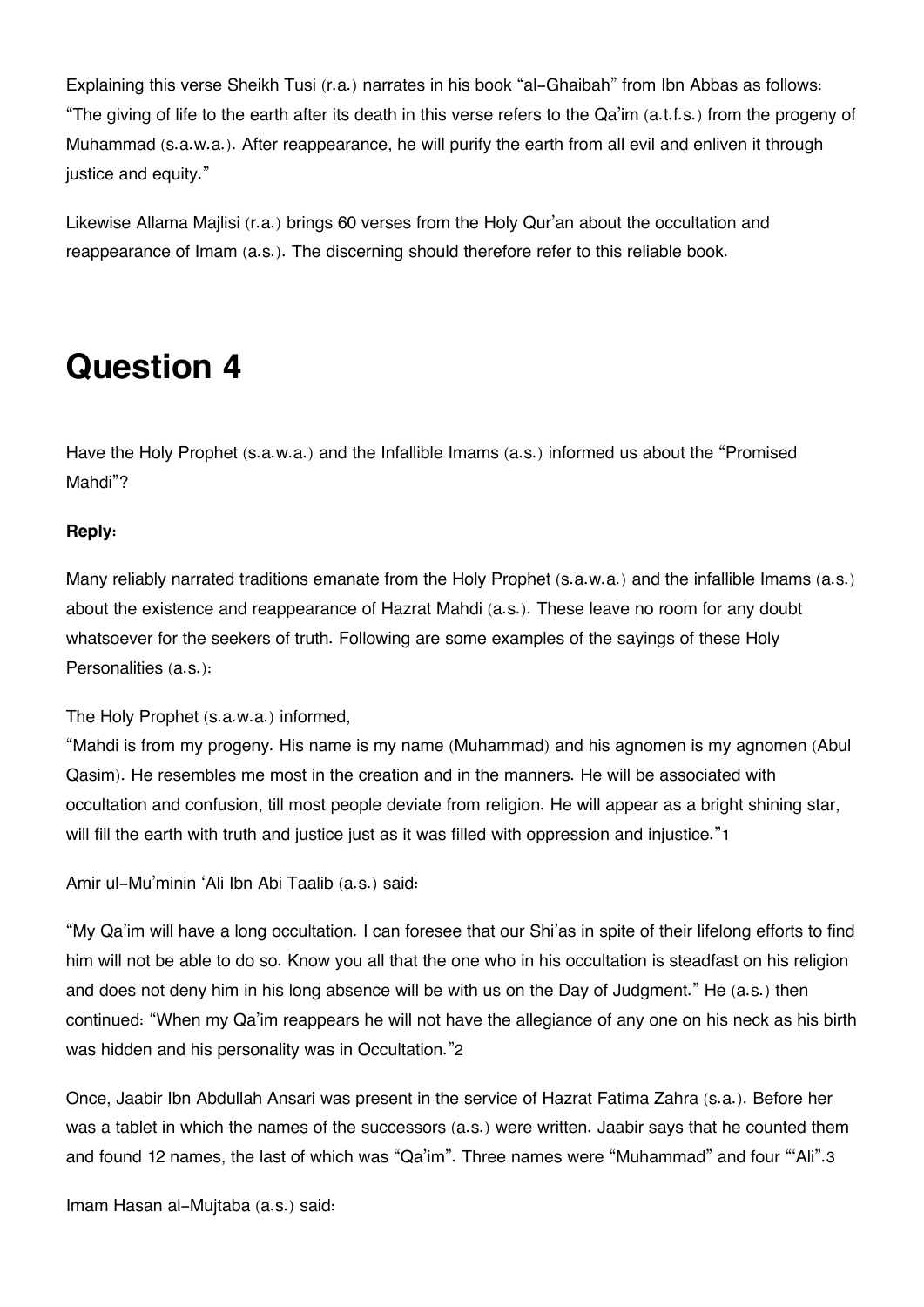Explaining this verse Sheikh Tusi (r.a.) narrates in his book "al-Ghaibah" from Ibn Abbas as follows: "The giving of life to the earth after its death in this verse refers to the Qa'im (a.t.f.s.) from the progeny of Muhammad (s.a.w.a.). After reappearance, he will purify the earth from all evil and enliven it through justice and equity."

Likewise Allama Majlisi (r.a.) brings 60 verses from the Holy Qur'an about the occultation and reappearance of Imam (a.s.). The discerning should therefore refer to this reliable book.

# Question 4

Have the Holy Prophet (s.a.w.a.) and the Infallible Imams (a.s.) informed us about the "Promised Mahdi"?

**Reply:**

Many reliably narrated traditions emanate from the Holy Prophet (s.a.w.a.) and the infallible Imams (a.s.) about the existence and reappearance of Hazrat Mahdi (a.s.). These leave no room for any doubt whatsoever for the seekers of truth. Following are some examples of the sayings of these Holy Personalities (a.s.):

The Holy Prophet (s.a.w.a.) informed,
"Mahdi is from my progeny. His name is my name (Muhammad) and his agnomen is my agnomen (Abul Qasim). He resembles me most in the creation and in the manners. He will be associated with occultation and confusion, till most people deviate from religion. He will appear as a bright shining star, will fill the earth with truth and justice just as it was filled with oppression and injustice."[1]

Amir ul-Mu'minin 'Ali Ibn Abi Taalib (a.s.) said:

"My Qa'im will have a long occultation. I can foresee that our Shi'as in spite of their lifelong efforts to find him will not be able to do so. Know you all that the one who in his occultation is steadfast on his religion and does not deny him in his long absence will be with us on the Day of Judgment." He (a.s.) then continued: "When my Qa'im reappears he will not have the allegiance of any one on his neck as his birth was hidden and his personality was in Occultation."[2]

Once, Jaabir Ibn Abdullah Ansari was present in the service of Hazrat Fatima Zahra (s.a.). Before her was a tablet in which the names of the successors (a.s.) were written. Jaabir says that he counted them and found 12 names, the last of which was "Qa'im". Three names were "Muhammad" and four "'Ali".[3]

Imam Hasan al-Mujtaba (a.s.) said: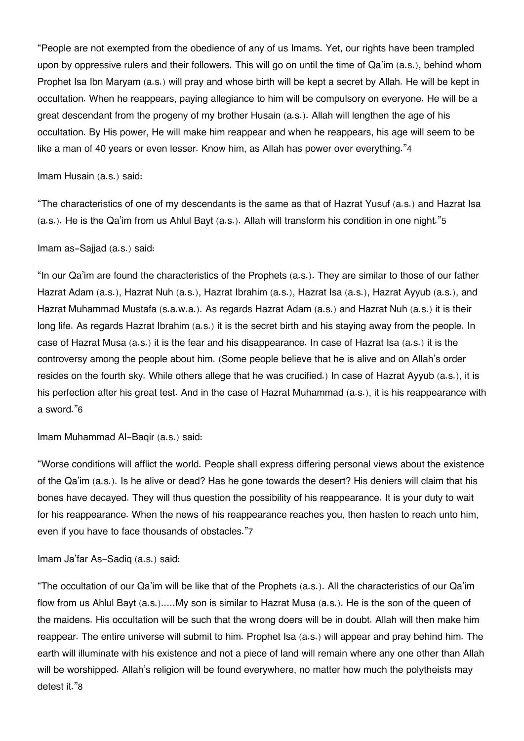"People are not exempted from the obedience of any of us Imams. Yet, our rights have been trampled upon by oppressive rulers and their followers. This will go on until the time of Qa'im (a.s.), behind whom Prophet Isa Ibn Maryam (a.s.) will pray and whose birth will be kept a secret by Allah. He will be kept in occultation. When he reappears, paying allegiance to him will be compulsory on everyone. He will be a great descendant from the progeny of my brother Husain (a.s.). Allah will lengthen the age of his occultation. By His power, He will make him reappear and when he reappears, his age will seem to be like a man of 40 years or even lesser. Know him, as Allah has power over everything."[4]

Imam Husain (a.s.) said:

"The characteristics of one of my descendants is the same as that of Hazrat Yusuf (a.s.) and Hazrat Isa (a.s.). He is the Qa'im from us Ahlul Bayt (a.s.). Allah will transform his condition in one night."[5]

Imam as-Sajjad (a.s.) said:

"In our Qa'im are found the characteristics of the Prophets (a.s.). They are similar to those of our father Hazrat Adam (a.s.), Hazrat Nuh (a.s.), Hazrat Ibrahim (a.s.), Hazrat Isa (a.s.), Hazrat Ayyub (a.s.), and Hazrat Muhammad Mustafa (s.a.w.a.). As regards Hazrat Adam (a.s.) and Hazrat Nuh (a.s.) it is their long life. As regards Hazrat Ibrahim (a.s.) it is the secret birth and his staying away from the people. In case of Hazrat Musa (a.s.) it is the fear and his disappearance. In case of Hazrat Isa (a.s.) it is the controversy among the people about him. (Some people believe that he is alive and on Allah's order resides on the fourth sky. While others allege that he was crucified.) In case of Hazrat Ayyub (a.s.), it is his perfection after his great test. And in the case of Hazrat Muhammad (a.s.), it is his reappearance with a sword."[6]

Imam Muhammad Al-Baqir (a.s.) said:

"Worse conditions will afflict the world. People shall express differing personal views about the existence of the Qa'im (a.s.). Is he alive or dead? Has he gone towards the desert? His deniers will claim that his bones have decayed. They will thus question the possibility of his reappearance. It is your duty to wait for his reappearance. When the news of his reappearance reaches you, then hasten to reach unto him, even if you have to face thousands of obstacles."[7]

Imam Ja'far As-Sadiq (a.s.) said:

"The occultation of our Qa'im will be like that of the Prophets (a.s.). All the characteristics of our Qa'im flow from us Ahlul Bayt (a.s.).....My son is similar to Hazrat Musa (a.s.). He is the son of the queen of the maidens. His occultation will be such that the wrong doers will be in doubt. Allah will then make him reappear. The entire universe will submit to him. Prophet Isa (a.s.) will appear and pray behind him. The earth will illuminate with his existence and not a piece of land will remain where any one other than Allah will be worshipped. Allah's religion will be found everywhere, no matter how much the polytheists may detest it."[8]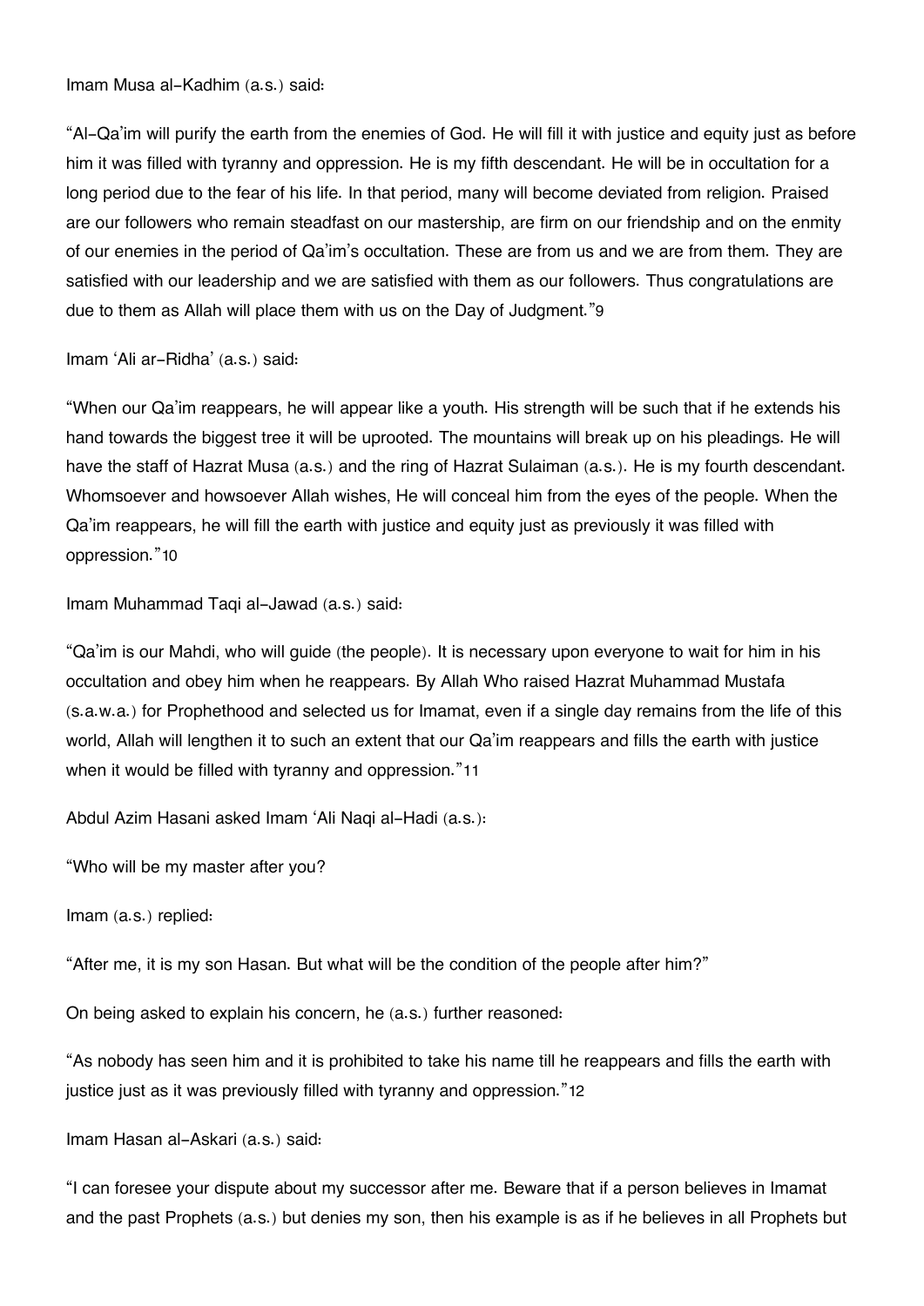Imam Musa al-Kadhim (a.s.) said:

"Al-Qa'im will purify the earth from the enemies of God. He will fill it with justice and equity just as before him it was filled with tyranny and oppression. He is my fifth descendant. He will be in occultation for a long period due to the fear of his life. In that period, many will become deviated from religion. Praised are our followers who remain steadfast on our mastership, are firm on our friendship and on the enmity of our enemies in the period of Qa'im's occultation. These are from us and we are from them. They are satisfied with our leadership and we are satisfied with them as our followers. Thus congratulations are due to them as Allah will place them with us on the Day of Judgment."[9]

Imam 'Ali ar-Ridha' (a.s.) said:

"When our Qa'im reappears, he will appear like a youth. His strength will be such that if he extends his hand towards the biggest tree it will be uprooted. The mountains will break up on his pleadings. He will have the staff of Hazrat Musa (a.s.) and the ring of Hazrat Sulaiman (a.s.). He is my fourth descendant. Whomsoever and howsoever Allah wishes, He will conceal him from the eyes of the people. When the Qa'im reappears, he will fill the earth with justice and equity just as previously it was filled with oppression."[10]

Imam Muhammad Taqi al-Jawad (a.s.) said:

"Qa'im is our Mahdi, who will guide (the people). It is necessary upon everyone to wait for him in his occultation and obey him when he reappears. By Allah Who raised Hazrat Muhammad Mustafa (s.a.w.a.) for Prophethood and selected us for Imamat, even if a single day remains from the life of this world, Allah will lengthen it to such an extent that our Qa'im reappears and fills the earth with justice when it would be filled with tyranny and oppression."[11]

Abdul Azim Hasani asked Imam 'Ali Naqi al-Hadi (a.s.):

"Who will be my master after you?

Imam (a.s.) replied:

"After me, it is my son Hasan. But what will be the condition of the people after him?"

On being asked to explain his concern, he (a.s.) further reasoned:

"As nobody has seen him and it is prohibited to take his name till he reappears and fills the earth with justice just as it was previously filled with tyranny and oppression."[12]

Imam Hasan al-Askari (a.s.) said:

"I can foresee your dispute about my successor after me. Beware that if a person believes in Imamat and the past Prophets (a.s.) but denies my son, then his example is as if he believes in all Prophets but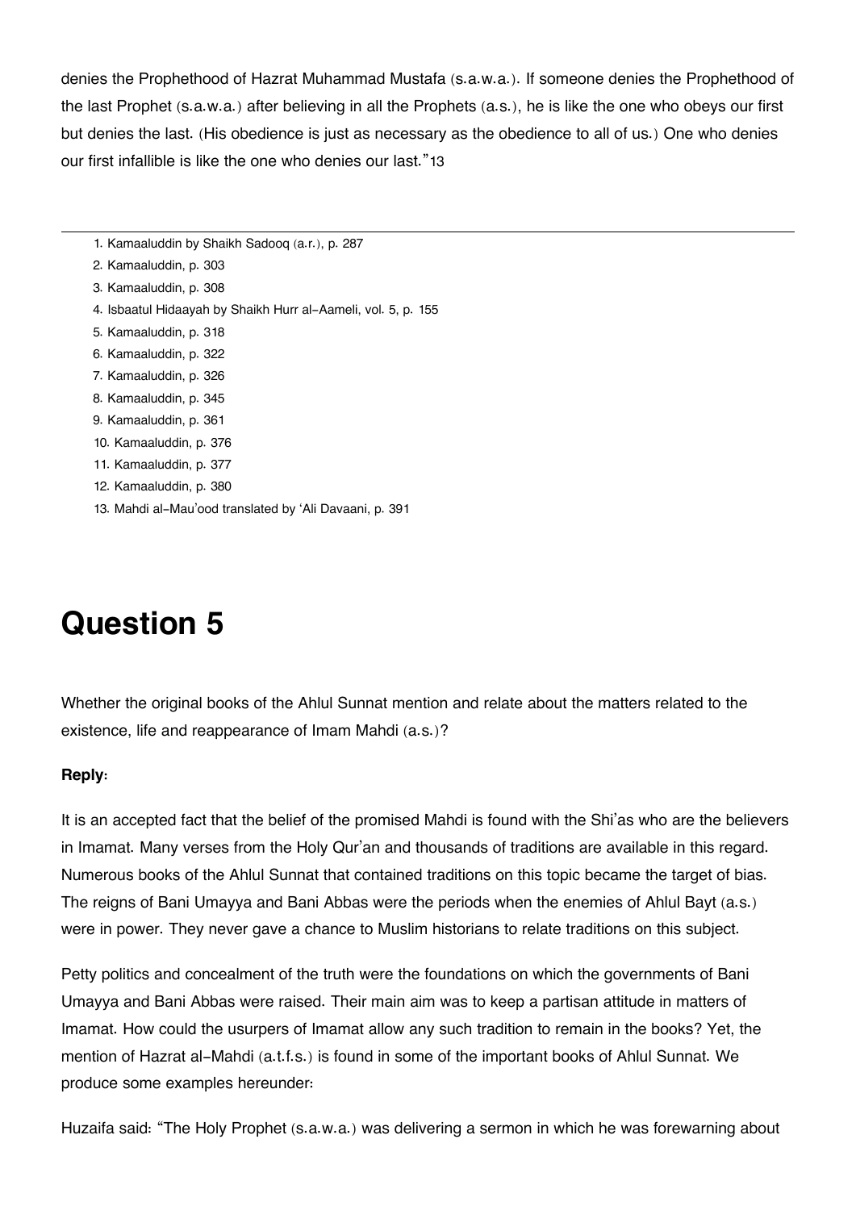denies the Prophethood of Hazrat Muhammad Mustafa (s.a.w.a.). If someone denies the Prophethood of the last Prophet (s.a.w.a.) after believing in all the Prophets (a.s.), he is like the one who obeys our first but denies the last. (His obedience is just as necessary as the obedience to all of us.) One who denies our first infallible is like the one who denies our last."[13]

---

1. Kamaaluddin by Shaikh Sadooq (a.r.), p. 287
2. Kamaaluddin, p. 303
3. Kamaaluddin, p. 308
4. Isbaatul Hidaayah by Shaikh Hurr al-Aameli, vol. 5, p. 155
5. Kamaaluddin, p. 318
6. Kamaaluddin, p. 322
7. Kamaaluddin, p. 326
8. Kamaaluddin, p. 345
9. Kamaaluddin, p. 361
10. Kamaaluddin, p. 376
11. Kamaaluddin, p. 377
12. Kamaaluddin, p. 380
13. Mahdi al-Mau'ood translated by 'Ali Davaani, p. 391

# Question 5

Whether the original books of the Ahlul Sunnat mention and relate about the matters related to the existence, life and reappearance of Imam Mahdi (a.s.)?

**Reply:**

It is an accepted fact that the belief of the promised Mahdi is found with the Shi'as who are the believers in Imamat. Many verses from the Holy Qur'an and thousands of traditions are available in this regard. Numerous books of the Ahlul Sunnat that contained traditions on this topic became the target of bias. The reigns of Bani Umayya and Bani Abbas were the periods when the enemies of Ahlul Bayt (a.s.) were in power. They never gave a chance to Muslim historians to relate traditions on this subject.

Petty politics and concealment of the truth were the foundations on which the governments of Bani Umayya and Bani Abbas were raised. Their main aim was to keep a partisan attitude in matters of Imamat. How could the usurpers of Imamat allow any such tradition to remain in the books? Yet, the mention of Hazrat al-Mahdi (a.t.f.s.) is found in some of the important books of Ahlul Sunnat. We produce some examples hereunder:

Huzaifa said: "The Holy Prophet (s.a.w.a.) was delivering a sermon in which he was forewarning about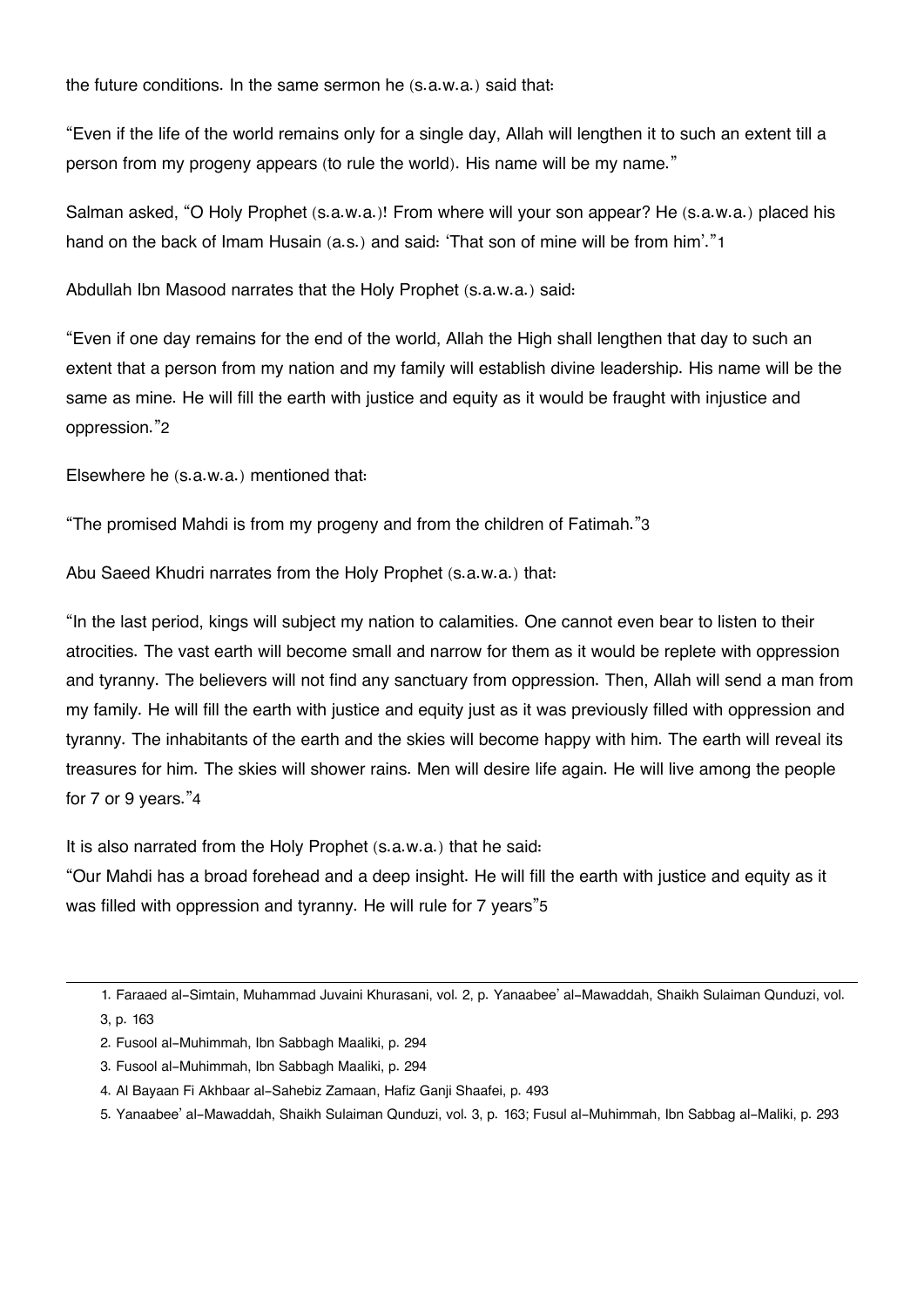the future conditions. In the same sermon he (s.a.w.a.) said that:

"Even if the life of the world remains only for a single day, Allah will lengthen it to such an extent till a person from my progeny appears (to rule the world). His name will be my name."

Salman asked, "O Holy Prophet (s.a.w.a.)! From where will your son appear? He (s.a.w.a.) placed his hand on the back of Imam Husain (a.s.) and said: 'That son of mine will be from him'."[1]

Abdullah Ibn Masood narrates that the Holy Prophet (s.a.w.a.) said:

"Even if one day remains for the end of the world, Allah the High shall lengthen that day to such an extent that a person from my nation and my family will establish divine leadership. His name will be the same as mine. He will fill the earth with justice and equity as it would be fraught with injustice and oppression."[2]

Elsewhere he (s.a.w.a.) mentioned that:

"The promised Mahdi is from my progeny and from the children of Fatimah."[3]

Abu Saeed Khudri narrates from the Holy Prophet (s.a.w.a.) that:

"In the last period, kings will subject my nation to calamities. One cannot even bear to listen to their atrocities. The vast earth will become small and narrow for them as it would be replete with oppression and tyranny. The believers will not find any sanctuary from oppression. Then, Allah will send a man from my family. He will fill the earth with justice and equity just as it was previously filled with oppression and tyranny. The inhabitants of the earth and the skies will become happy with him. The earth will reveal its treasures for him. The skies will shower rains. Men will desire life again. He will live among the people for 7 or 9 years."[4]

It is also narrated from the Holy Prophet (s.a.w.a.) that he said:
"Our Mahdi has a broad forehead and a deep insight. He will fill the earth with justice and equity as it was filled with oppression and tyranny. He will rule for 7 years"[5]

---

1. Faraaed al-Simtain, Muhammad Juvaini Khurasani, vol. 2, p. Yanaabee' al-Mawaddah, Shaikh Sulaiman Qunduzi, vol. 3, p. 163
2. Fusool al-Muhimmah, Ibn Sabbagh Maaliki, p. 294
3. Fusool al-Muhimmah, Ibn Sabbagh Maaliki, p. 294
4. Al Bayaan Fi Akhbaar al-Sahebiz Zamaan, Hafiz Ganji Shaafei, p. 493
5. Yanaabee' al-Mawaddah, Shaikh Sulaiman Qunduzi, vol. 3, p. 163; Fusul al-Muhimmah, Ibn Sabbag al-Maliki, p. 293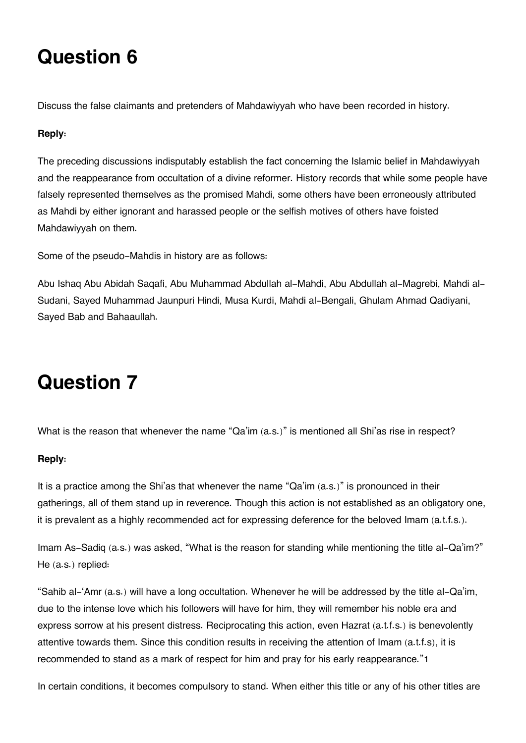# Question 6

Discuss the false claimants and pretenders of Mahdawiyyah who have been recorded in history.

**Reply:**

The preceding discussions indisputably establish the fact concerning the Islamic belief in Mahdawiyyah and the reappearance from occultation of a divine reformer. History records that while some people have falsely represented themselves as the promised Mahdi, some others have been erroneously attributed as Mahdi by either ignorant and harassed people or the selfish motives of others have foisted Mahdawiyyah on them.

Some of the pseudo-Mahdis in history are as follows:

Abu Ishaq Abu Abidah Saqafi, Abu Muhammad Abdullah al-Mahdi, Abu Abdullah al-Magrebi, Mahdi al-Sudani, Sayed Muhammad Jaunpuri Hindi, Musa Kurdi, Mahdi al-Bengali, Ghulam Ahmad Qadiyani, Sayed Bab and Bahaaullah.

# Question 7

What is the reason that whenever the name "Qa'im (a.s.)" is mentioned all Shi'as rise in respect?

**Reply:**

It is a practice among the Shi'as that whenever the name "Qa'im (a.s.)" is pronounced in their gatherings, all of them stand up in reverence. Though this action is not established as an obligatory one, it is prevalent as a highly recommended act for expressing deference for the beloved Imam (a.t.f.s.).

Imam As-Sadiq (a.s.) was asked, "What is the reason for standing while mentioning the title al-Qa'im?" He (a.s.) replied:

"Sahib al-'Amr (a.s.) will have a long occultation. Whenever he will be addressed by the title al-Qa'im, due to the intense love which his followers will have for him, they will remember his noble era and express sorrow at his present distress. Reciprocating this action, even Hazrat (a.t.f.s.) is benevolently attentive towards them. Since this condition results in receiving the attention of Imam (a.t.f.s), it is recommended to stand as a mark of respect for him and pray for his early reappearance."[1]

In certain conditions, it becomes compulsory to stand. When either this title or any of his other titles are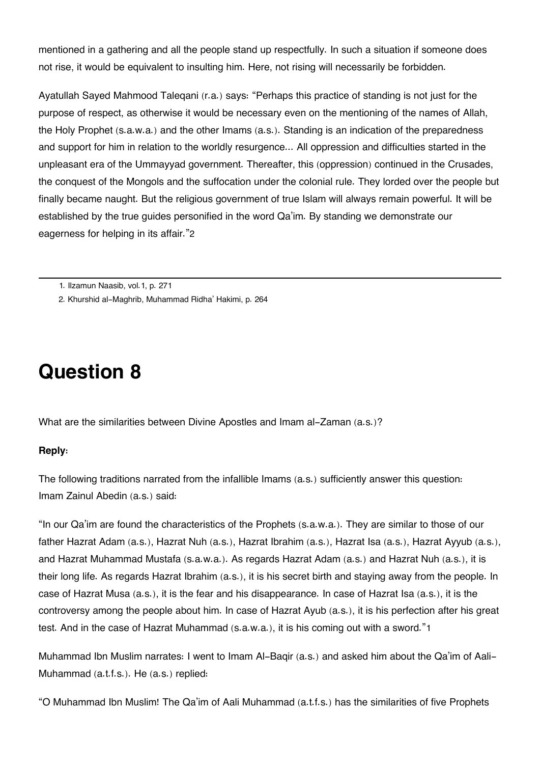mentioned in a gathering and all the people stand up respectfully. In such a situation if someone does not rise, it would be equivalent to insulting him. Here, not rising will necessarily be forbidden.

Ayatullah Sayed Mahmood Taleqani (r.a.) says: "Perhaps this practice of standing is not just for the purpose of respect, as otherwise it would be necessary even on the mentioning of the names of Allah, the Holy Prophet (s.a.w.a.) and the other Imams (a.s.). Standing is an indication of the preparedness and support for him in relation to the worldly resurgence... All oppression and difficulties started in the unpleasant era of the Ummayyad government. Thereafter, this (oppression) continued in the Crusades, the conquest of the Mongols and the suffocation under the colonial rule. They lorded over the people but finally became naught. But the religious government of true Islam will always remain powerful. It will be established by the true guides personified in the word Qa'im. By standing we demonstrate our eagerness for helping in its affair."[2]

---

1. Ilzamun Naasib, vol.1, p. 271
2. Khurshid al-Maghrib, Muhammad Ridha' Hakimi, p. 264

# Question 8

What are the similarities between Divine Apostles and Imam al-Zaman (a.s.)?

**Reply:**

The following traditions narrated from the infallible Imams (a.s.) sufficiently answer this question:
Imam Zainul Abedin (a.s.) said:

"In our Qa'im are found the characteristics of the Prophets (s.a.w.a.). They are similar to those of our father Hazrat Adam (a.s.), Hazrat Nuh (a.s.), Hazrat Ibrahim (a.s.), Hazrat Isa (a.s.), Hazrat Ayyub (a.s.), and Hazrat Muhammad Mustafa (s.a.w.a.). As regards Hazrat Adam (a.s.) and Hazrat Nuh (a.s.), it is their long life. As regards Hazrat Ibrahim (a.s.), it is his secret birth and staying away from the people. In case of Hazrat Musa (a.s.), it is the fear and his disappearance. In case of Hazrat Isa (a.s.), it is the controversy among the people about him. In case of Hazrat Ayub (a.s.), it is his perfection after his great test. And in the case of Hazrat Muhammad (s.a.w.a.), it is his coming out with a sword."[1]

Muhammad Ibn Muslim narrates: I went to Imam Al-Baqir (a.s.) and asked him about the Qa'im of Aali-Muhammad (a.t.f.s.). He (a.s.) replied:

"O Muhammad Ibn Muslim! The Qa'im of Aali Muhammad (a.t.f.s.) has the similarities of five Prophets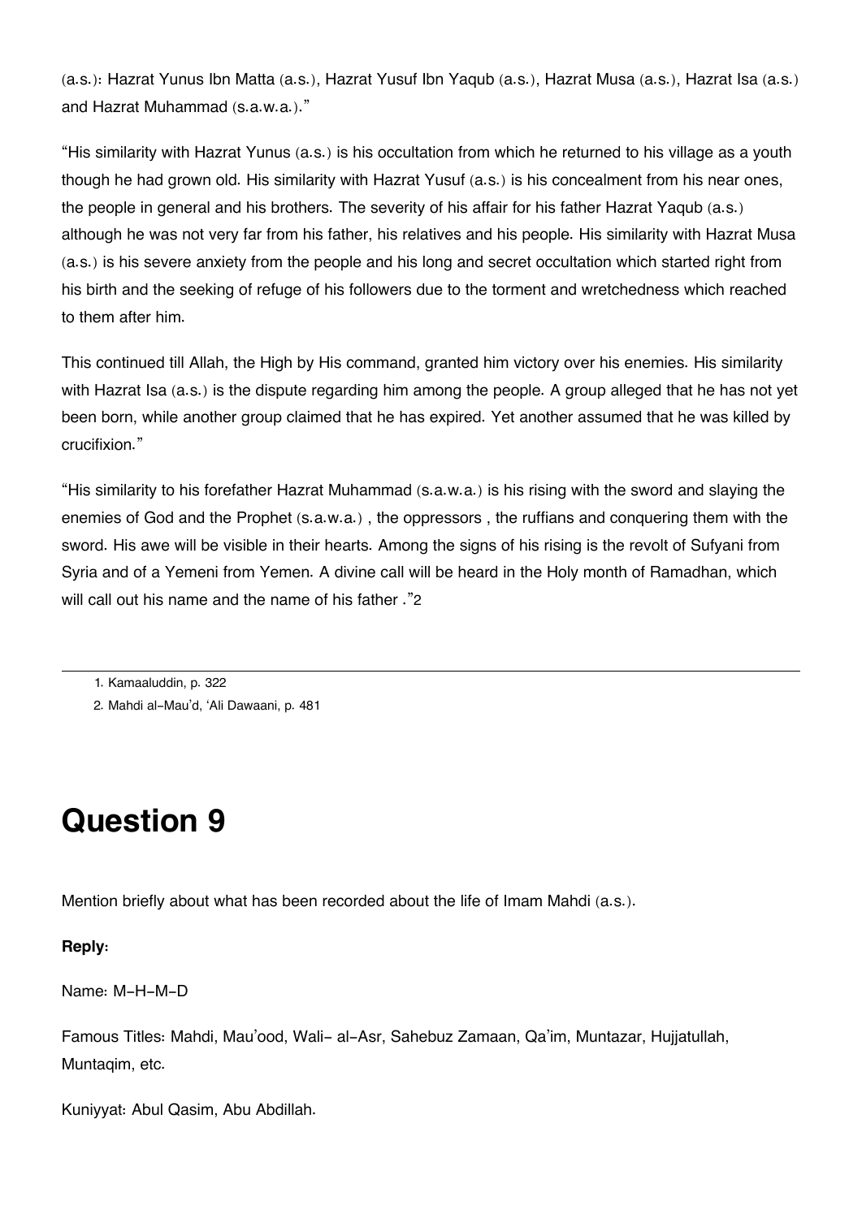(a.s.): Hazrat Yunus Ibn Matta (a.s.), Hazrat Yusuf Ibn Yaqub (a.s.), Hazrat Musa (a.s.), Hazrat Isa (a.s.) and Hazrat Muhammad (s.a.w.a.)."

"His similarity with Hazrat Yunus (a.s.) is his occultation from which he returned to his village as a youth though he had grown old. His similarity with Hazrat Yusuf (a.s.) is his concealment from his near ones, the people in general and his brothers. The severity of his affair for his father Hazrat Yaqub (a.s.) although he was not very far from his father, his relatives and his people. His similarity with Hazrat Musa (a.s.) is his severe anxiety from the people and his long and secret occultation which started right from his birth and the seeking of refuge of his followers due to the torment and wretchedness which reached to them after him.

This continued till Allah, the High by His command, granted him victory over his enemies. His similarity with Hazrat Isa (a.s.) is the dispute regarding him among the people. A group alleged that he has not yet been born, while another group claimed that he has expired. Yet another assumed that he was killed by crucifixion."

"His similarity to his forefather Hazrat Muhammad (s.a.w.a.) is his rising with the sword and slaying the enemies of God and the Prophet (s.a.w.a.) , the oppressors , the ruffians and conquering them with the sword. His awe will be visible in their hearts. Among the signs of his rising is the revolt of Sufyani from Syria and of a Yemeni from Yemen. A divine call will be heard in the Holy month of Ramadhan, which will call out his name and the name of his father ."[2]

---

1. Kamaaluddin, p. 322
2. Mahdi al-Mau'd, 'Ali Dawaani, p. 481

# Question 9

Mention briefly about what has been recorded about the life of Imam Mahdi (a.s.).

**Reply:**

Name: M-H-M-D

Famous Titles: Mahdi, Mau'ood, Wali- al-Asr, Sahebuz Zamaan, Qa'im, Muntazar, Hujjatullah, Muntaqim, etc.

Kuniyyat: Abul Qasim, Abu Abdillah.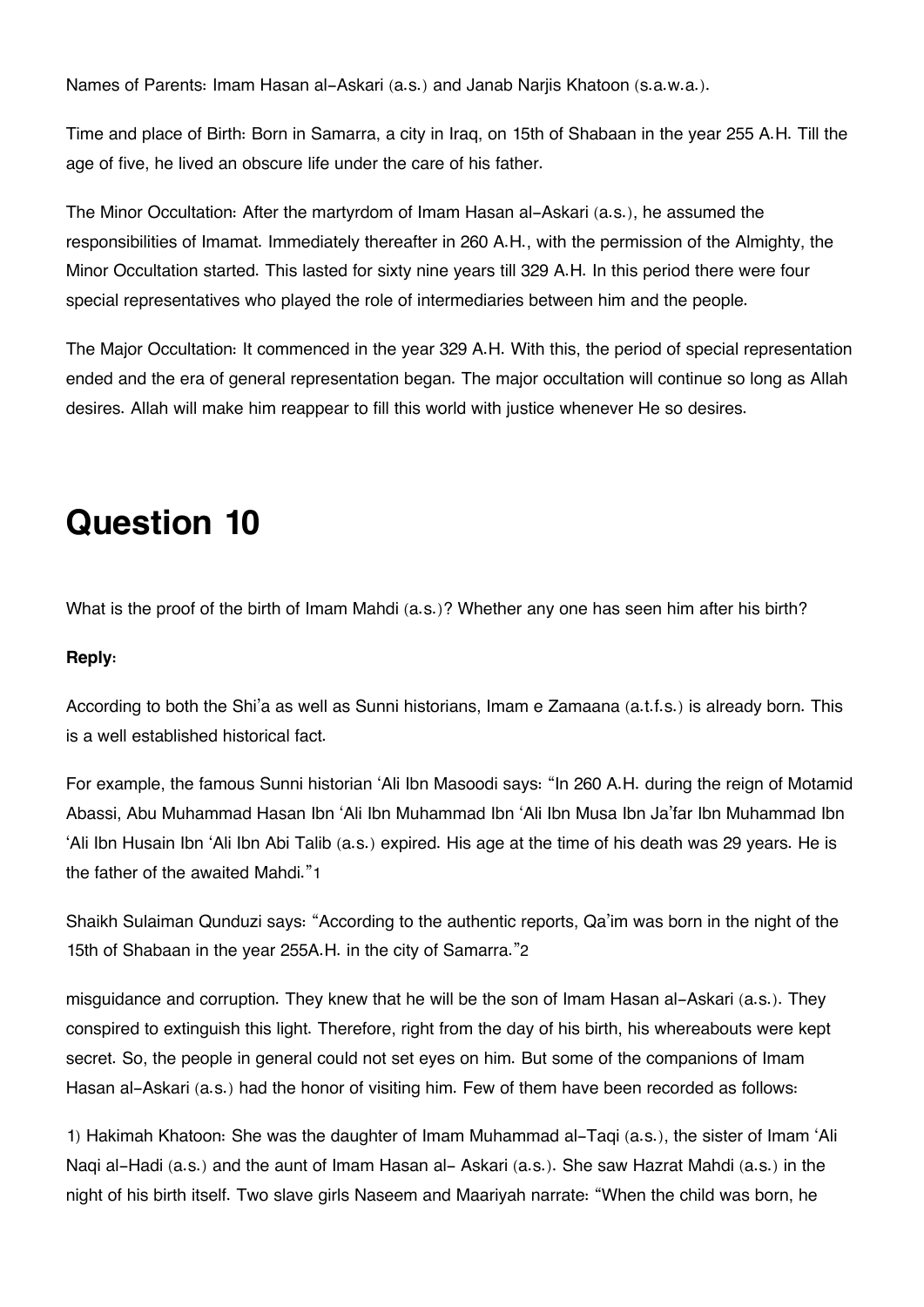Names of Parents: Imam Hasan al-Askari (a.s.) and Janab Narjis Khatoon (s.a.w.a.).

Time and place of Birth: Born in Samarra, a city in Iraq, on 15th of Shabaan in the year 255 A.H. Till the age of five, he lived an obscure life under the care of his father.

The Minor Occultation: After the martyrdom of Imam Hasan al-Askari (a.s.), he assumed the responsibilities of Imamat. Immediately thereafter in 260 A.H., with the permission of the Almighty, the Minor Occultation started. This lasted for sixty nine years till 329 A.H. In this period there were four special representatives who played the role of intermediaries between him and the people.

The Major Occultation: It commenced in the year 329 A.H. With this, the period of special representation ended and the era of general representation began. The major occultation will continue so long as Allah desires. Allah will make him reappear to fill this world with justice whenever He so desires.

# Question 10

What is the proof of the birth of Imam Mahdi (a.s.)? Whether any one has seen him after his birth?

**Reply:**

According to both the Shi'a as well as Sunni historians, Imam e Zamaana (a.t.f.s.) is already born. This is a well established historical fact.

For example, the famous Sunni historian 'Ali Ibn Masoodi says: "In 260 A.H. during the reign of Motamid Abassi, Abu Muhammad Hasan Ibn 'Ali Ibn Muhammad Ibn 'Ali Ibn Musa Ibn Ja'far Ibn Muhammad Ibn 'Ali Ibn Husain Ibn 'Ali Ibn Abi Talib (a.s.) expired. His age at the time of his death was 29 years. He is the father of the awaited Mahdi."[1]

Shaikh Sulaiman Qunduzi says: "According to the authentic reports, Qa'im was born in the night of the 15th of Shabaan in the year 255A.H. in the city of Samarra."[2]

misguidance and corruption. They knew that he will be the son of Imam Hasan al-Askari (a.s.). They conspired to extinguish this light. Therefore, right from the day of his birth, his whereabouts were kept secret. So, the people in general could not set eyes on him. But some of the companions of Imam Hasan al-Askari (a.s.) had the honor of visiting him. Few of them have been recorded as follows:

1) Hakimah Khatoon: She was the daughter of Imam Muhammad al-Taqi (a.s.), the sister of Imam 'Ali Naqi al-Hadi (a.s.) and the aunt of Imam Hasan al- Askari (a.s.). She saw Hazrat Mahdi (a.s.) in the night of his birth itself. Two slave girls Naseem and Maariyah narrate: "When the child was born, he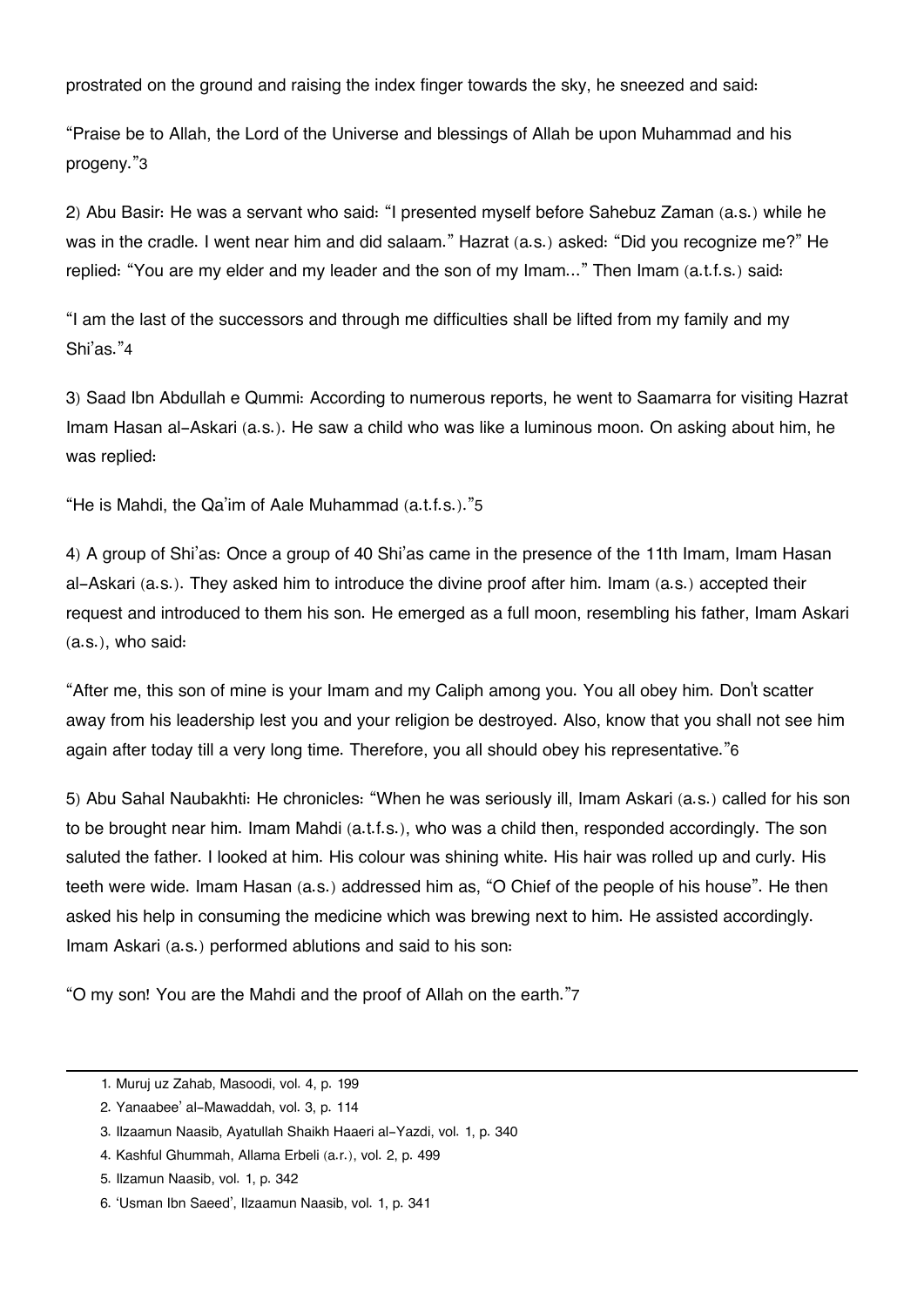prostrated on the ground and raising the index finger towards the sky, he sneezed and said:

“Praise be to Allah, the Lord of the Universe and blessings of Allah be upon Muhammad and his progeny.”[3]

2) Abu Basir: He was a servant who said: “I presented myself before Sahebuz Zaman (a.s.) while he was in the cradle. I went near him and did salaam.” Hazrat (a.s.) asked: “Did you recognize me?” He replied: “You are my elder and my leader and the son of my Imam…” Then Imam (a.t.f.s.) said:

“I am the last of the successors and through me difficulties shall be lifted from my family and my Shi’as.”[4]

3) Saad Ibn Abdullah e Qummi: According to numerous reports, he went to Saamarra for visiting Hazrat Imam Hasan al-Askari (a.s.). He saw a child who was like a luminous moon. On asking about him, he was replied:

“He is Mahdi, the Qa’im of Aale Muhammad (a.t.f.s.).”[5]

4) A group of Shi’as: Once a group of 40 Shi’as came in the presence of the 11th Imam, Imam Hasan al-Askari (a.s.). They asked him to introduce the divine proof after him. Imam (a.s.) accepted their request and introduced to them his son. He emerged as a full moon, resembling his father, Imam Askari (a.s.), who said:

“After me, this son of mine is your Imam and my Caliph among you. You all obey him. Don't scatter away from his leadership lest you and your religion be destroyed. Also, know that you shall not see him again after today till a very long time. Therefore, you all should obey his representative.”[6]

5) Abu Sahal Naubakhti: He chronicles: “When he was seriously ill, Imam Askari (a.s.) called for his son to be brought near him. Imam Mahdi (a.t.f.s.), who was a child then, responded accordingly. The son saluted the father. I looked at him. His colour was shining white. His hair was rolled up and curly. His teeth were wide. Imam Hasan (a.s.) addressed him as, “O Chief of the people of his house”. He then asked his help in consuming the medicine which was brewing next to him. He assisted accordingly. Imam Askari (a.s.) performed ablutions and said to his son:

“O my son! You are the Mahdi and the proof of Allah on the earth.”[7]

---

1. Muruj uz Zahab, Masoodi, vol. 4, p. 199
2. Yanaabee' al-Mawaddah, vol. 3, p. 114
3. Ilzaamun Naasib, Ayatullah Shaikh Haaeri al-Yazdi, vol. 1, p. 340
4. Kashful Ghummah, Allama Erbeli (a.r.), vol. 2, p. 499
5. Ilzamun Naasib, vol. 1, p. 342
6. 'Usman Ibn Saeed', Ilzaamun Naasib, vol. 1, p. 341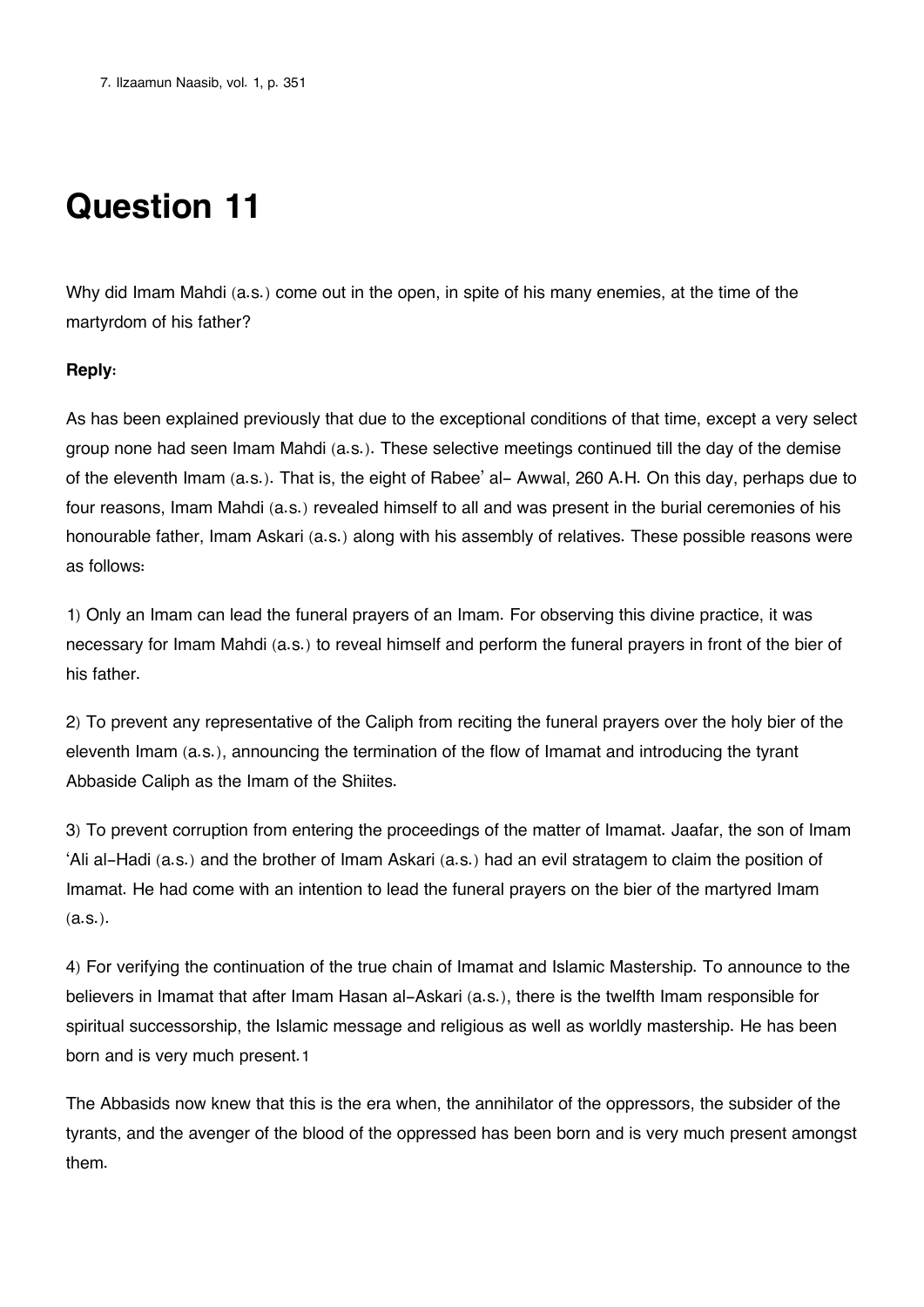7. Ilzaamun Naasib, vol. 1, p. 351

# Question 11

Why did Imam Mahdi (a.s.) come out in the open, in spite of his many enemies, at the time of the martyrdom of his father?

**Reply:**

As has been explained previously that due to the exceptional conditions of that time, except a very select group none had seen Imam Mahdi (a.s.). These selective meetings continued till the day of the demise of the eleventh Imam (a.s.). That is, the eight of Rabee' al- Awwal, 260 A.H. On this day, perhaps due to four reasons, Imam Mahdi (a.s.) revealed himself to all and was present in the burial ceremonies of his honourable father, Imam Askari (a.s.) along with his assembly of relatives. These possible reasons were as follows:

1) Only an Imam can lead the funeral prayers of an Imam. For observing this divine practice, it was necessary for Imam Mahdi (a.s.) to reveal himself and perform the funeral prayers in front of the bier of his father.

2) To prevent any representative of the Caliph from reciting the funeral prayers over the holy bier of the eleventh Imam (a.s.), announcing the termination of the flow of Imamat and introducing the tyrant Abbaside Caliph as the Imam of the Shiites.

3) To prevent corruption from entering the proceedings of the matter of Imamat. Jaafar, the son of Imam 'Ali al-Hadi (a.s.) and the brother of Imam Askari (a.s.) had an evil stratagem to claim the position of Imamat. He had come with an intention to lead the funeral prayers on the bier of the martyred Imam (a.s.).

4) For verifying the continuation of the true chain of Imamat and Islamic Mastership. To announce to the believers in Imamat that after Imam Hasan al-Askari (a.s.), there is the twelfth Imam responsible for spiritual successorship, the Islamic message and religious as well as worldly mastership. He has been born and is very much present.[1]

The Abbasids now knew that this is the era when, the annihilator of the oppressors, the subsider of the tyrants, and the avenger of the blood of the oppressed has been born and is very much present amongst them.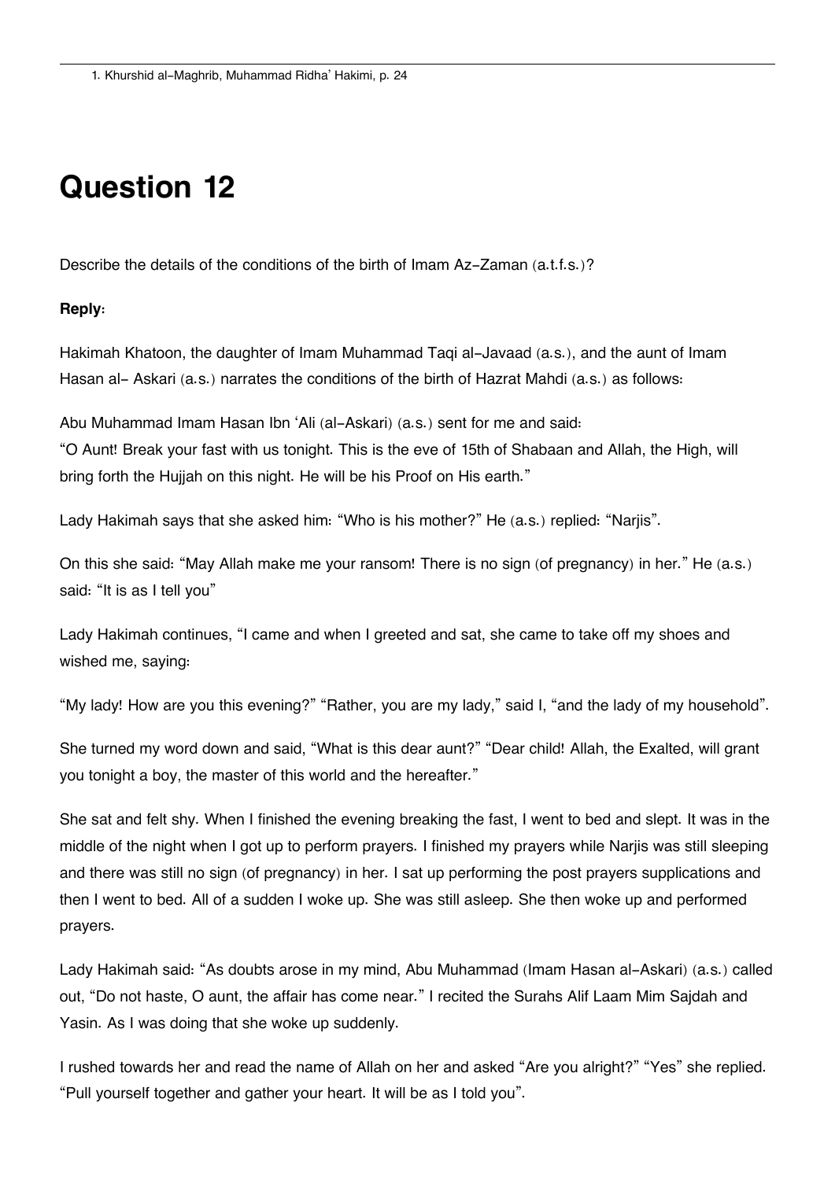1. Khurshid al-Maghrib, Muhammad Ridha' Hakimi, p. 24

# Question 12

Describe the details of the conditions of the birth of Imam Az-Zaman (a.t.f.s.)?

**Reply:**

Hakimah Khatoon, the daughter of Imam Muhammad Taqi al-Javaad (a.s.), and the aunt of Imam Hasan al- Askari (a.s.) narrates the conditions of the birth of Hazrat Mahdi (a.s.) as follows:

Abu Muhammad Imam Hasan Ibn 'Ali (al-Askari) (a.s.) sent for me and said:
"O Aunt! Break your fast with us tonight. This is the eve of 15th of Shabaan and Allah, the High, will bring forth the Hujjah on this night. He will be his Proof on His earth."

Lady Hakimah says that she asked him: "Who is his mother?" He (a.s.) replied: "Narjis".

On this she said: "May Allah make me your ransom! There is no sign (of pregnancy) in her." He (a.s.) said: "It is as I tell you"

Lady Hakimah continues, "I came and when I greeted and sat, she came to take off my shoes and wished me, saying:

"My lady! How are you this evening?" "Rather, you are my lady," said I, "and the lady of my household".

She turned my word down and said, "What is this dear aunt?" "Dear child! Allah, the Exalted, will grant you tonight a boy, the master of this world and the hereafter."

She sat and felt shy. When I finished the evening breaking the fast, I went to bed and slept. It was in the middle of the night when I got up to perform prayers. I finished my prayers while Narjis was still sleeping and there was still no sign (of pregnancy) in her. I sat up performing the post prayers supplications and then I went to bed. All of a sudden I woke up. She was still asleep. She then woke up and performed prayers.

Lady Hakimah said: "As doubts arose in my mind, Abu Muhammad (Imam Hasan al-Askari) (a.s.) called out, "Do not haste, O aunt, the affair has come near." I recited the Surahs Alif Laam Mim Sajdah and Yasin. As I was doing that she woke up suddenly.

I rushed towards her and read the name of Allah on her and asked "Are you alright?" "Yes" she replied. "Pull yourself together and gather your heart. It will be as I told you".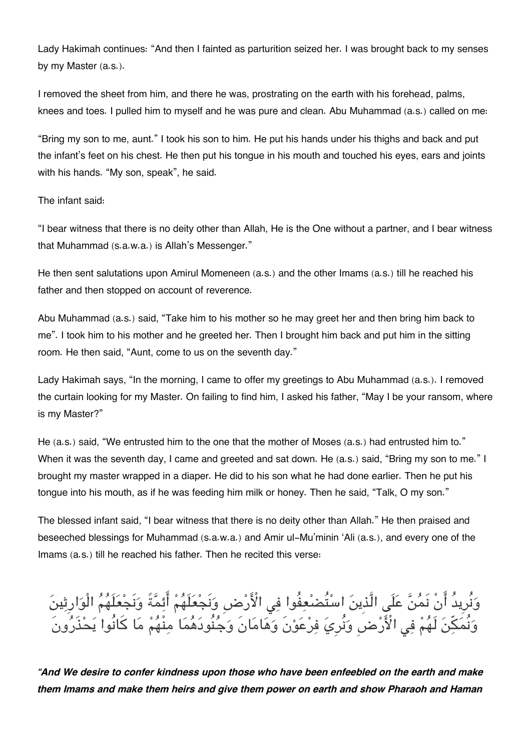Lady Hakimah continues: "And then I fainted as parturition seized her. I was brought back to my senses by my Master (a.s.).

I removed the sheet from him, and there he was, prostrating on the earth with his forehead, palms, knees and toes. I pulled him to myself and he was pure and clean. Abu Muhammad (a.s.) called on me:

"Bring my son to me, aunt." I took his son to him. He put his hands under his thighs and back and put the infant's feet on his chest. He then put his tongue in his mouth and touched his eyes, ears and joints with his hands. "My son, speak", he said.

The infant said:

"I bear witness that there is no deity other than Allah, He is the One without a partner, and I bear witness that Muhammad (s.a.w.a.) is Allah's Messenger."

He then sent salutations upon Amirul Momeneen (a.s.) and the other Imams (a.s.) till he reached his father and then stopped on account of reverence.

Abu Muhammad (a.s.) said, "Take him to his mother so he may greet her and then bring him back to me". I took him to his mother and he greeted her. Then I brought him back and put him in the sitting room. He then said, "Aunt, come to us on the seventh day."

Lady Hakimah says, "In the morning, I came to offer my greetings to Abu Muhammad (a.s.). I removed the curtain looking for my Master. On failing to find him, I asked his father, "May I be your ransom, where is my Master?"

He (a.s.) said, "We entrusted him to the one that the mother of Moses (a.s.) had entrusted him to." When it was the seventh day, I came and greeted and sat down. He (a.s.) said, "Bring my son to me." I brought my master wrapped in a diaper. He did to his son what he had done earlier. Then he put his tongue into his mouth, as if he was feeding him milk or honey. Then he said, "Talk, O my son."

The blessed infant said, "I bear witness that there is no deity other than Allah." He then praised and beseeched blessings for Muhammad (s.a.w.a.) and Amir ul-Mu'minin 'Ali (a.s.), and every one of the Imams (a.s.) till he reached his father. Then he recited this verse:

وَنُرِيدُ أَنْ نَمُنَّ عَلَى الَّذِينَ اسْتُضْعِفُوا فِي الْأَرْضِ وَنَجْعَلَهُمْ أَئِمَّةً وَنَجْعَلَهُمُ الْوَارِثِينَ وَنُمَكِّنَ لَهُمْ فِي الْأَرْضِ وَنُرِيَ فِرْعَوْنَ وَهَامَانَ وَجُنُودَهُمَا مِنْهُمْ مَا كَانُوا يَحْذَرُونَ

***"And We desire to confer kindness upon those who have been enfeebled on the earth and make them Imams and make them heirs and give them power on earth and show Pharaoh and Haman***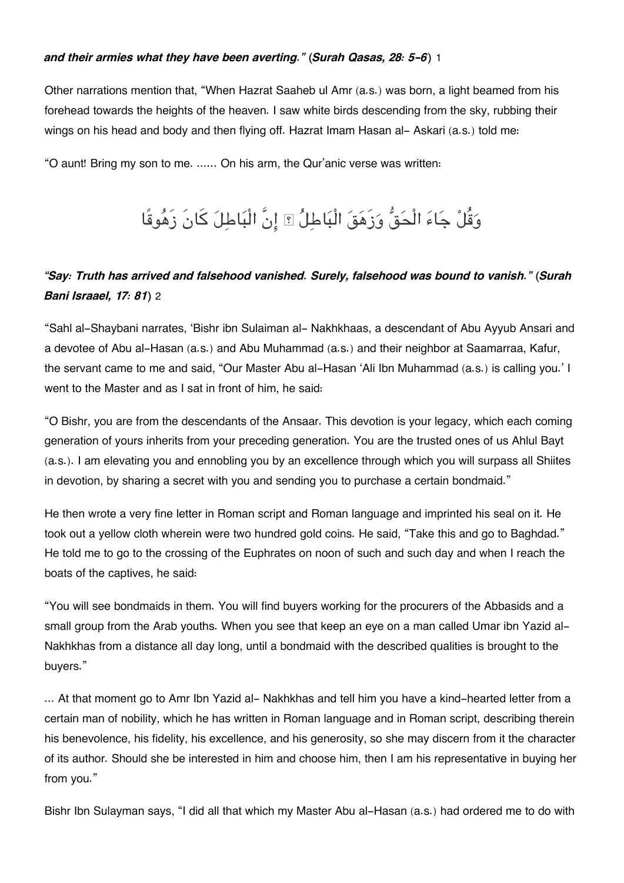***and their armies what they have been averting." (Surah Qasas, 28: 5-6)*** 1

Other narrations mention that, "When Hazrat Saaheb ul Amr (a.s.) was born, a light beamed from his forehead towards the heights of the heaven. I saw white birds descending from the sky, rubbing their wings on his head and body and then flying off. Hazrat Imam Hasan al- Askari (a.s.) told me:

"O aunt! Bring my son to me. ...... On his arm, the Qur'anic verse was written:

وَقُلْ جَاءَ الْحَقُّ وَزَهَقَ الْبَاطِلُ ۚ إِنَّ الْبَاطِلَ كَانَ زَهُوقًا

***"Say: Truth has arrived and falsehood vanished. Surely, falsehood was bound to vanish." (Surah Bani Israael, 17: 81)*** 2

"Sahl al-Shaybani narrates, 'Bishr ibn Sulaiman al- Nakhkhaas, a descendant of Abu Ayyub Ansari and a devotee of Abu al-Hasan (a.s.) and Abu Muhammad (a.s.) and their neighbor at Saamarraa, Kafur, the servant came to me and said, "Our Master Abu al-Hasan 'Ali Ibn Muhammad (a.s.) is calling you.' I went to the Master and as I sat in front of him, he said:

"O Bishr, you are from the descendants of the Ansaar. This devotion is your legacy, which each coming generation of yours inherits from your preceding generation. You are the trusted ones of us Ahlul Bayt (a.s.). I am elevating you and ennobling you by an excellence through which you will surpass all Shiites in devotion, by sharing a secret with you and sending you to purchase a certain bondmaid."

He then wrote a very fine letter in Roman script and Roman language and imprinted his seal on it. He took out a yellow cloth wherein were two hundred gold coins. He said, "Take this and go to Baghdad." He told me to go to the crossing of the Euphrates on noon of such and such day and when I reach the boats of the captives, he said:

"You will see bondmaids in them. You will find buyers working for the procurers of the Abbasids and a small group from the Arab youths. When you see that keep an eye on a man called Umar ibn Yazid al-Nakhkhas from a distance all day long, until a bondmaid with the described qualities is brought to the buyers."

... At that moment go to Amr Ibn Yazid al- Nakhkhas and tell him you have a kind-hearted letter from a certain man of nobility, which he has written in Roman language and in Roman script, describing therein his benevolence, his fidelity, his excellence, and his generosity, so she may discern from it the character of its author. Should she be interested in him and choose him, then I am his representative in buying her from you."

Bishr Ibn Sulayman says, "I did all that which my Master Abu al-Hasan (a.s.) had ordered me to do with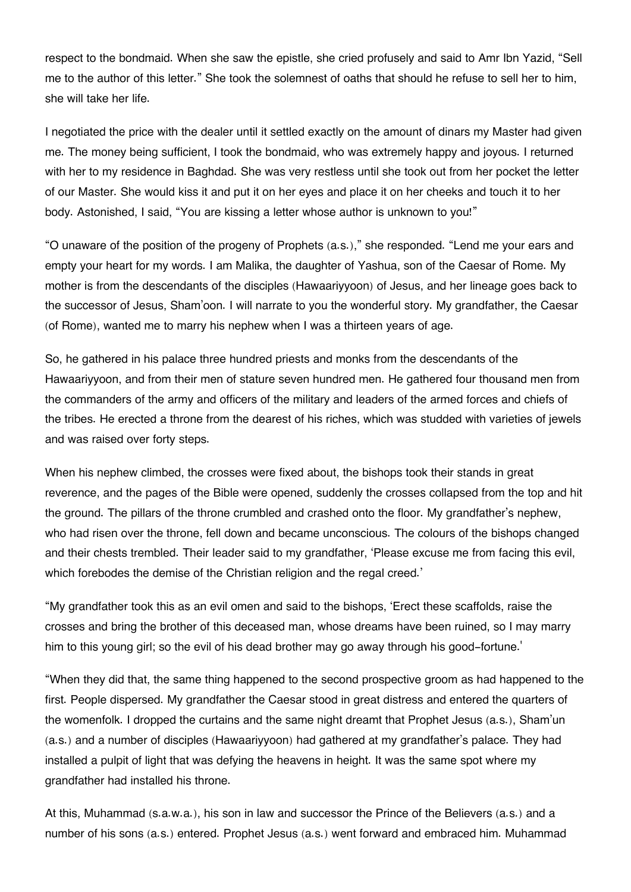respect to the bondmaid. When she saw the epistle, she cried profusely and said to Amr Ibn Yazid, "Sell me to the author of this letter." She took the solemnest of oaths that should he refuse to sell her to him, she will take her life.

I negotiated the price with the dealer until it settled exactly on the amount of dinars my Master had given me. The money being sufficient, I took the bondmaid, who was extremely happy and joyous. I returned with her to my residence in Baghdad. She was very restless until she took out from her pocket the letter of our Master. She would kiss it and put it on her eyes and place it on her cheeks and touch it to her body. Astonished, I said, "You are kissing a letter whose author is unknown to you!"

"O unaware of the position of the progeny of Prophets (a.s.)," she responded. "Lend me your ears and empty your heart for my words. I am Malika, the daughter of Yashua, son of the Caesar of Rome. My mother is from the descendants of the disciples (Hawaariyyoon) of Jesus, and her lineage goes back to the successor of Jesus, Sham'oon. I will narrate to you the wonderful story. My grandfather, the Caesar (of Rome), wanted me to marry his nephew when I was a thirteen years of age.

So, he gathered in his palace three hundred priests and monks from the descendants of the Hawaariyyoon, and from their men of stature seven hundred men. He gathered four thousand men from the commanders of the army and officers of the military and leaders of the armed forces and chiefs of the tribes. He erected a throne from the dearest of his riches, which was studded with varieties of jewels and was raised over forty steps.

When his nephew climbed, the crosses were fixed about, the bishops took their stands in great reverence, and the pages of the Bible were opened, suddenly the crosses collapsed from the top and hit the ground. The pillars of the throne crumbled and crashed onto the floor. My grandfather's nephew, who had risen over the throne, fell down and became unconscious. The colours of the bishops changed and their chests trembled. Their leader said to my grandfather, 'Please excuse me from facing this evil, which forebodes the demise of the Christian religion and the regal creed.'

"My grandfather took this as an evil omen and said to the bishops, 'Erect these scaffolds, raise the crosses and bring the brother of this deceased man, whose dreams have been ruined, so I may marry him to this young girl; so the evil of his dead brother may go away through his good-fortune.'

"When they did that, the same thing happened to the second prospective groom as had happened to the first. People dispersed. My grandfather the Caesar stood in great distress and entered the quarters of the womenfolk. I dropped the curtains and the same night dreamt that Prophet Jesus (a.s.), Sham'un (a.s.) and a number of disciples (Hawaariyyoon) had gathered at my grandfather's palace. They had installed a pulpit of light that was defying the heavens in height. It was the same spot where my grandfather had installed his throne.

At this, Muhammad (s.a.w.a.), his son in law and successor the Prince of the Believers (a.s.) and a number of his sons (a.s.) entered. Prophet Jesus (a.s.) went forward and embraced him. Muhammad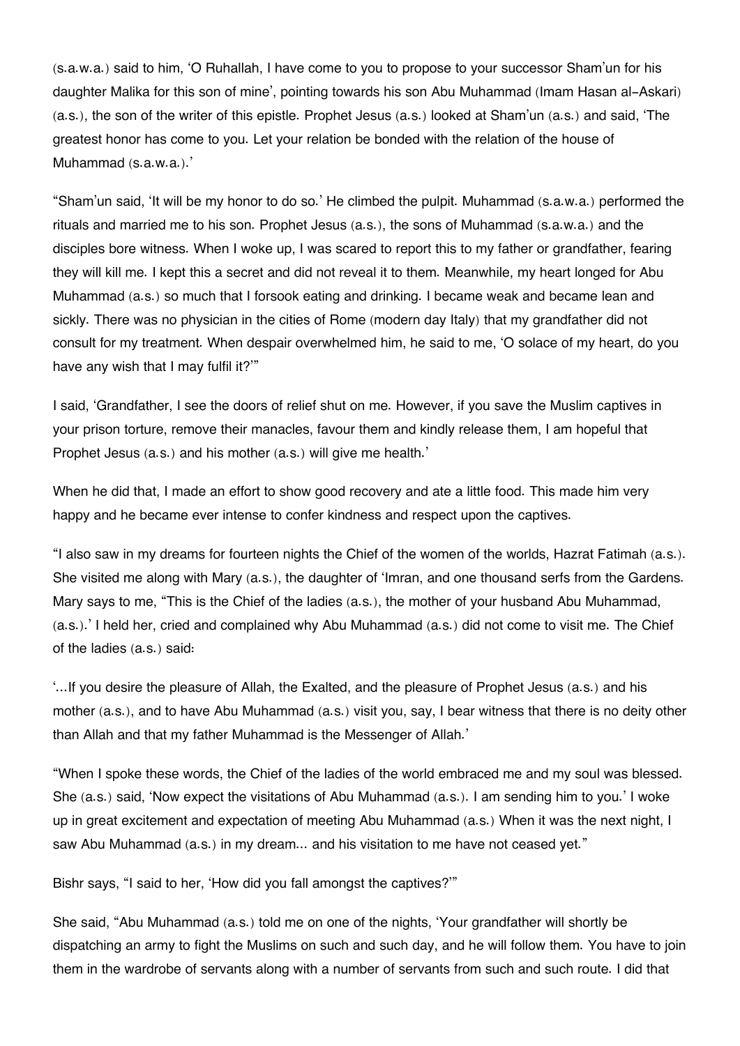(s.a.w.a.) said to him, 'O Ruhallah, I have come to you to propose to your successor Sham'un for his daughter Malika for this son of mine', pointing towards his son Abu Muhammad (Imam Hasan al-Askari) (a.s.), the son of the writer of this epistle. Prophet Jesus (a.s.) looked at Sham'un (a.s.) and said, 'The greatest honor has come to you. Let your relation be bonded with the relation of the house of Muhammad (s.a.w.a.).'

"Sham'un said, 'It will be my honor to do so.' He climbed the pulpit. Muhammad (s.a.w.a.) performed the rituals and married me to his son. Prophet Jesus (a.s.), the sons of Muhammad (s.a.w.a.) and the disciples bore witness. When I woke up, I was scared to report this to my father or grandfather, fearing they will kill me. I kept this a secret and did not reveal it to them. Meanwhile, my heart longed for Abu Muhammad (a.s.) so much that I forsook eating and drinking. I became weak and became lean and sickly. There was no physician in the cities of Rome (modern day Italy) that my grandfather did not consult for my treatment. When despair overwhelmed him, he said to me, 'O solace of my heart, do you have any wish that I may fulfil it?'"

I said, 'Grandfather, I see the doors of relief shut on me. However, if you save the Muslim captives in your prison torture, remove their manacles, favour them and kindly release them, I am hopeful that Prophet Jesus (a.s.) and his mother (a.s.) will give me health.'

When he did that, I made an effort to show good recovery and ate a little food. This made him very happy and he became ever intense to confer kindness and respect upon the captives.

"I also saw in my dreams for fourteen nights the Chief of the women of the worlds, Hazrat Fatimah (a.s.). She visited me along with Mary (a.s.), the daughter of 'Imran, and one thousand serfs from the Gardens. Mary says to me, "This is the Chief of the ladies (a.s.), the mother of your husband Abu Muhammad, (a.s.).' I held her, cried and complained why Abu Muhammad (a.s.) did not come to visit me. The Chief of the ladies (a.s.) said:

'...If you desire the pleasure of Allah, the Exalted, and the pleasure of Prophet Jesus (a.s.) and his mother (a.s.), and to have Abu Muhammad (a.s.) visit you, say, I bear witness that there is no deity other than Allah and that my father Muhammad is the Messenger of Allah.'

"When I spoke these words, the Chief of the ladies of the world embraced me and my soul was blessed. She (a.s.) said, 'Now expect the visitations of Abu Muhammad (a.s.). I am sending him to you.' I woke up in great excitement and expectation of meeting Abu Muhammad (a.s.) When it was the next night, I saw Abu Muhammad (a.s.) in my dream... and his visitation to me have not ceased yet."

Bishr says, "I said to her, 'How did you fall amongst the captives?'"

She said, "Abu Muhammad (a.s.) told me on one of the nights, 'Your grandfather will shortly be dispatching an army to fight the Muslims on such and such day, and he will follow them. You have to join them in the wardrobe of servants along with a number of servants from such and such route. I did that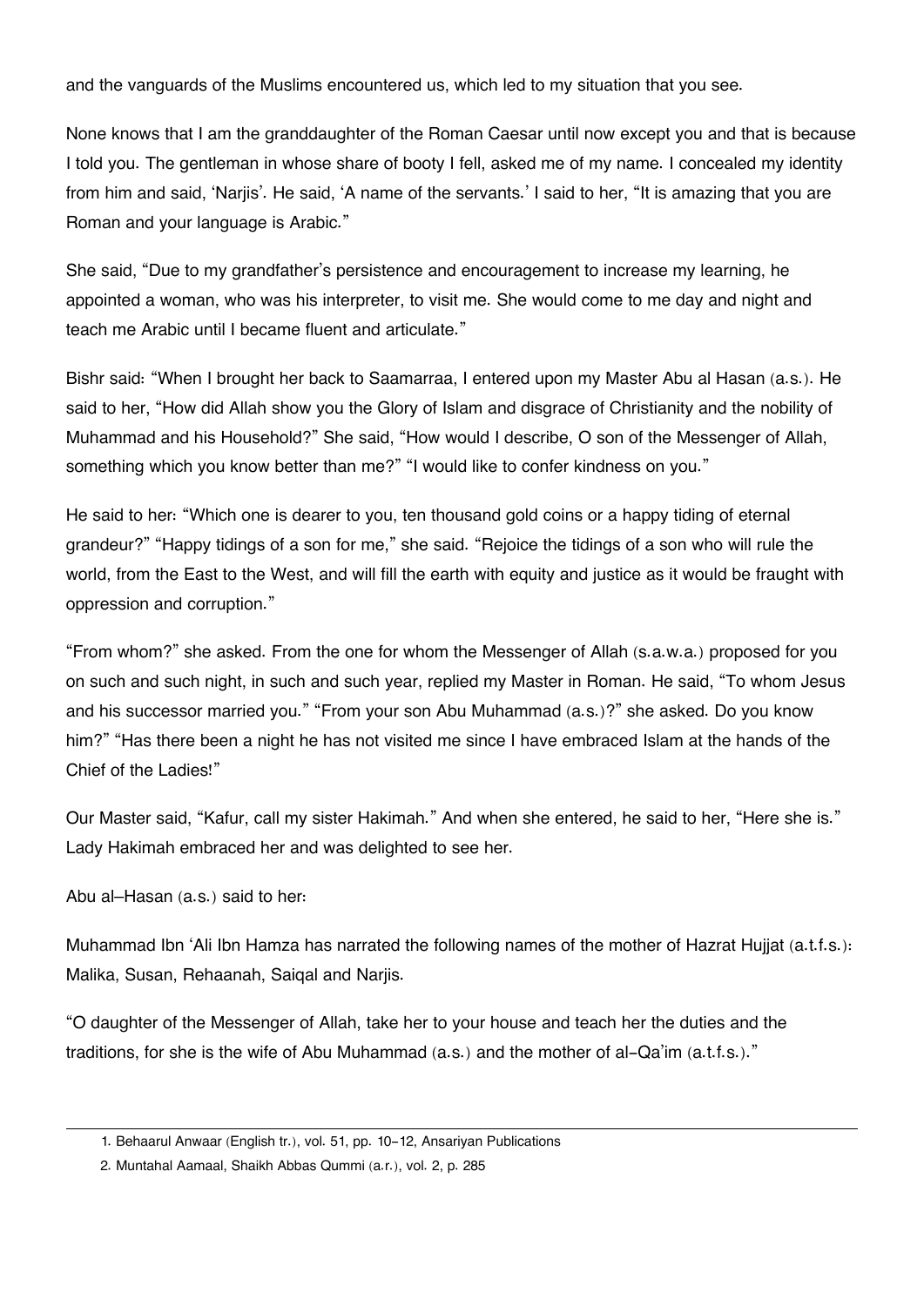and the vanguards of the Muslims encountered us, which led to my situation that you see.

None knows that I am the granddaughter of the Roman Caesar until now except you and that is because I told you. The gentleman in whose share of booty I fell, asked me of my name. I concealed my identity from him and said, 'Narjis'. He said, 'A name of the servants.' I said to her, "It is amazing that you are Roman and your language is Arabic."

She said, "Due to my grandfather's persistence and encouragement to increase my learning, he appointed a woman, who was his interpreter, to visit me. She would come to me day and night and teach me Arabic until I became fluent and articulate."

Bishr said: "When I brought her back to Saamarraa, I entered upon my Master Abu al Hasan (a.s.). He said to her, "How did Allah show you the Glory of Islam and disgrace of Christianity and the nobility of Muhammad and his Household?" She said, "How would I describe, O son of the Messenger of Allah, something which you know better than me?" "I would like to confer kindness on you."

He said to her: "Which one is dearer to you, ten thousand gold coins or a happy tiding of eternal grandeur?" "Happy tidings of a son for me," she said. "Rejoice the tidings of a son who will rule the world, from the East to the West, and will fill the earth with equity and justice as it would be fraught with oppression and corruption."

"From whom?" she asked. From the one for whom the Messenger of Allah (s.a.w.a.) proposed for you on such and such night, in such and such year, replied my Master in Roman. He said, "To whom Jesus and his successor married you." "From your son Abu Muhammad (a.s.)?" she asked. Do you know him?" "Has there been a night he has not visited me since I have embraced Islam at the hands of the Chief of the Ladies!"

Our Master said, "Kafur, call my sister Hakimah." And when she entered, he said to her, "Here she is." Lady Hakimah embraced her and was delighted to see her.

Abu al-Hasan (a.s.) said to her:

Muhammad Ibn 'Ali Ibn Hamza has narrated the following names of the mother of Hazrat Hujjat (a.t.f.s.): Malika, Susan, Rehaanah, Saiqal and Narjis.

"O daughter of the Messenger of Allah, take her to your house and teach her the duties and the traditions, for she is the wife of Abu Muhammad (a.s.) and the mother of al-Qa'im (a.t.f.s.)."

---

1. Behaarul Anwaar (English tr.), vol. 51, pp. 10-12, Ansariyan Publications
2. Muntahal Aamaal, Shaikh Abbas Qummi (a.r.), vol. 2, p. 285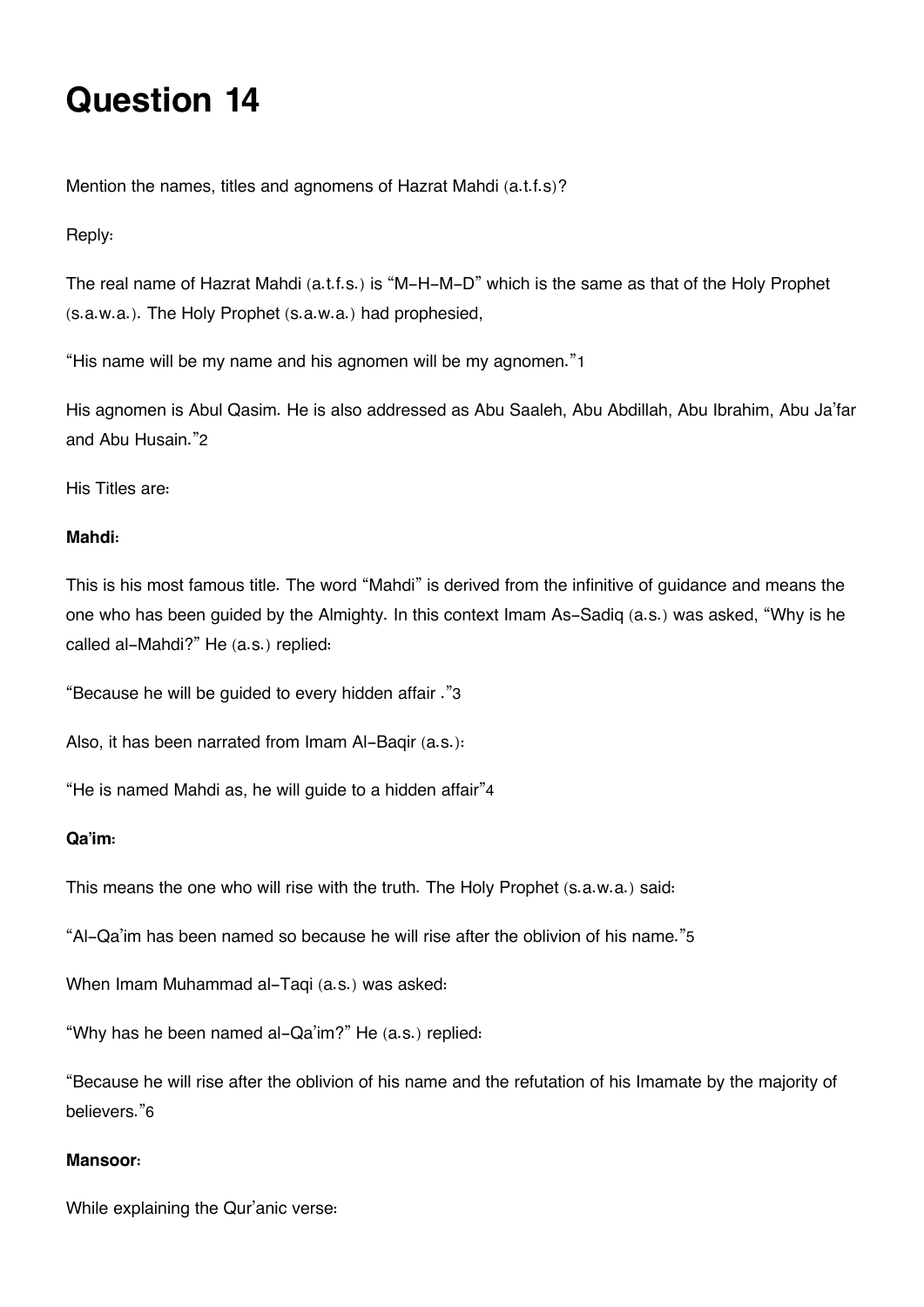# Question 14

Mention the names, titles and agnomens of Hazrat Mahdi (a.t.f.s)?

Reply:

The real name of Hazrat Mahdi (a.t.f.s.) is “M-H-M-D” which is the same as that of the Holy Prophet (s.a.w.a.). The Holy Prophet (s.a.w.a.) had prophesied,

“His name will be my name and his agnomen will be my agnomen.”[1]

His agnomen is Abul Qasim. He is also addressed as Abu Saaleh, Abu Abdillah, Abu Ibrahim, Abu Ja’far and Abu Husain.”[2]

His Titles are:

**Mahdi:**

This is his most famous title. The word “Mahdi” is derived from the infinitive of guidance and means the one who has been guided by the Almighty. In this context Imam As-Sadiq (a.s.) was asked, “Why is he called al-Mahdi?” He (a.s.) replied:

“Because he will be guided to every hidden affair .”[3]

Also, it has been narrated from Imam Al-Baqir (a.s.):

“He is named Mahdi as, he will guide to a hidden affair”[4]

**Qa’im:**

This means the one who will rise with the truth. The Holy Prophet (s.a.w.a.) said:

“Al-Qa’im has been named so because he will rise after the oblivion of his name.”[5]

When Imam Muhammad al-Taqi (a.s.) was asked:

“Why has he been named al-Qa’im?” He (a.s.) replied:

“Because he will rise after the oblivion of his name and the refutation of his Imamate by the majority of believers.”[6]

**Mansoor:**

While explaining the Qur’anic verse: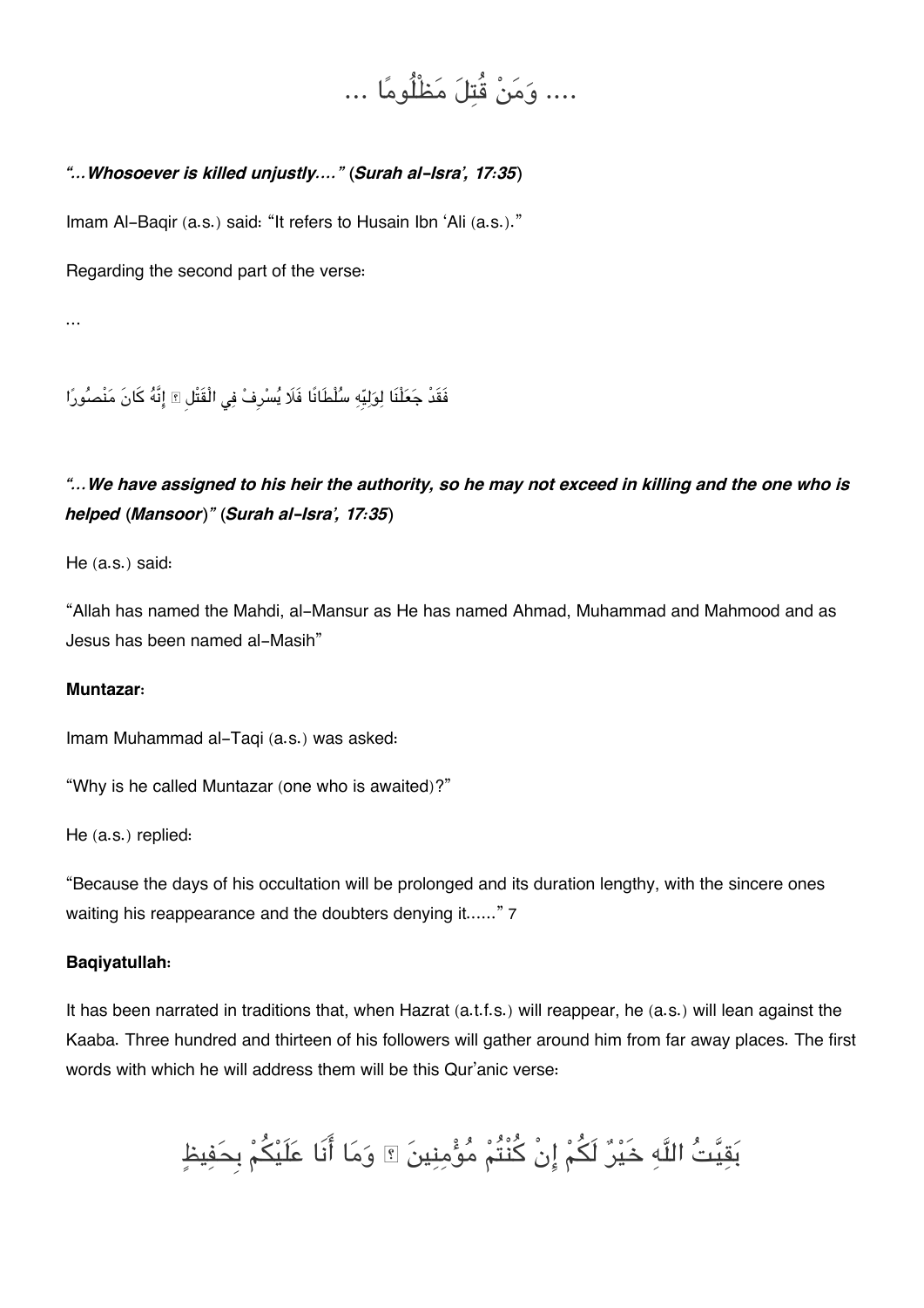.... وَمَنْ قُتِلَ مَظْلُومًا ...

*"...Whosoever is killed unjustly...." (**Surah al-Isra', 17:35**)*

Imam Al-Baqir (a.s.) said: "It refers to Husain Ibn 'Ali (a.s.)."

Regarding the second part of the verse:

...

فَقَدْ جَعَلْنَا لِوَلِيِّهِ سُلْطَانًا فَلَا يُسْرِفْ فِي الْقَتْلِ ۖ إِنَّهُ كَانَ مَنْصُورًا

***"...We have assigned to his heir the authority, so he may not exceed in killing and the one who is helped (Mansoor)" (Surah al-Isra', 17:35)***

He (a.s.) said:

"Allah has named the Mahdi, al-Mansur as He has named Ahmad, Muhammad and Mahmood and as Jesus has been named al-Masih"

**Muntazar:**

Imam Muhammad al-Taqi (a.s.) was asked:

"Why is he called Muntazar (one who is awaited)?"

He (a.s.) replied:

"Because the days of his occultation will be prolonged and its duration lengthy, with the sincere ones waiting his reappearance and the doubters denying it......" 7

**Baqiyatullah:**

It has been narrated in traditions that, when Hazrat (a.t.f.s.) will reappear, he (a.s.) will lean against the Kaaba. Three hundred and thirteen of his followers will gather around him from far away places. The first words with which he will address them will be this Qur'anic verse:

بَقِيَّتُ اللَّهِ خَيْرٌ لَكُمْ إِنْ كُنْتُمْ مُؤْمِنِينَ ۚ وَمَا أَنَا عَلَيْكُمْ بِحَفِيظٍ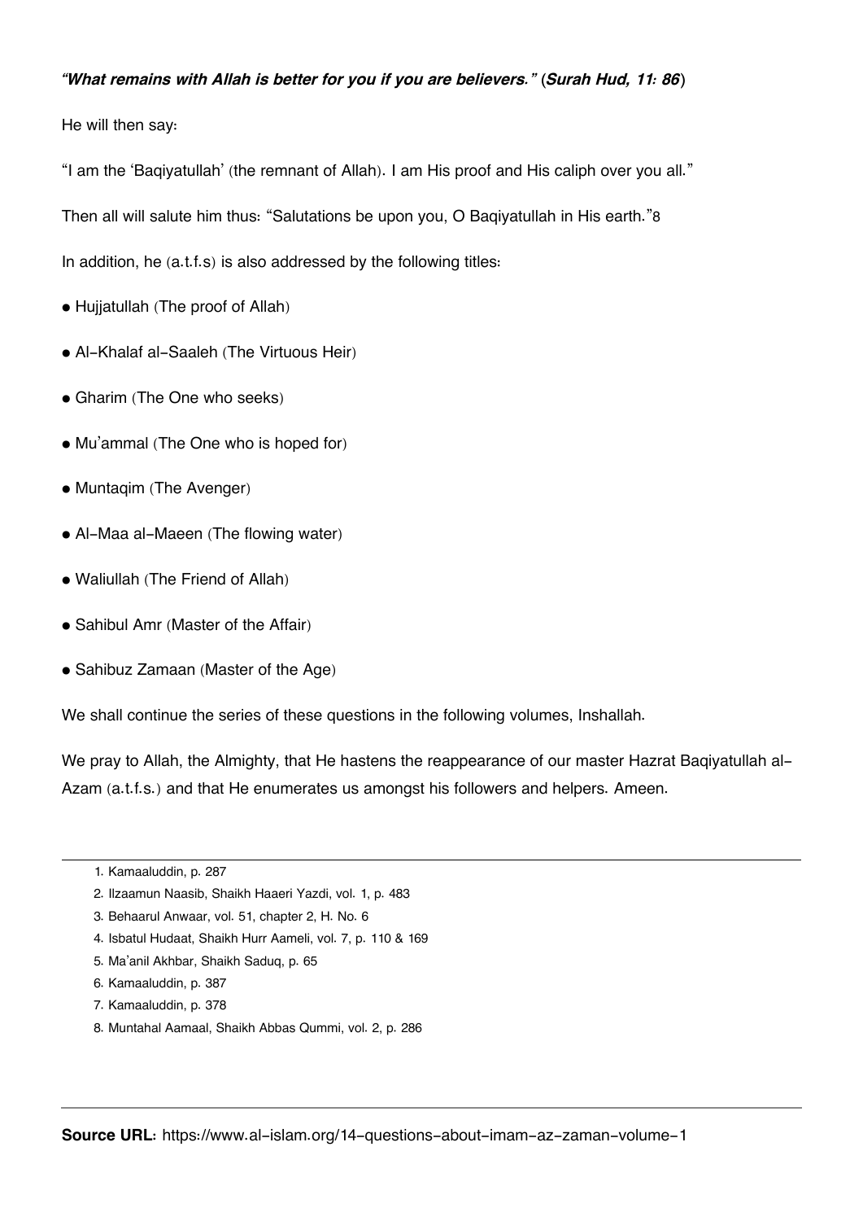***"What remains with Allah is better for you if you are believers." (Surah Hud, 11: 86)***

He will then say:

"I am the 'Baqiyatullah' (the remnant of Allah). I am His proof and His caliph over you all."

Then all will salute him thus: "Salutations be upon you, O Baqiyatullah in His earth."[8]

In addition, he (a.t.f.s) is also addressed by the following titles:

- Hujjatullah (The proof of Allah)
- Al-Khalaf al-Saaleh (The Virtuous Heir)
- Gharim (The One who seeks)
- Mu'ammal (The One who is hoped for)
- Muntaqim (The Avenger)
- Al-Maa al-Maeen (The flowing water)
- Waliullah (The Friend of Allah)
- Sahibul Amr (Master of the Affair)
- Sahibuz Zamaan (Master of the Age)

We shall continue the series of these questions in the following volumes, Inshallah.

We pray to Allah, the Almighty, that He hastens the reappearance of our master Hazrat Baqiyatullah al-Azam (a.t.f.s.) and that He enumerates us amongst his followers and helpers. Ameen.

---

1. Kamaaluddin, p. 287
2. Ilzaamun Naasib, Shaikh Haaeri Yazdi, vol. 1, p. 483
3. Behaarul Anwaar, vol. 51, chapter 2, H. No. 6
4. Isbatul Hudaat, Shaikh Hurr Aameli, vol. 7, p. 110 & 169
5. Ma'anil Akhbar, Shaikh Saduq, p. 65
6. Kamaaluddin, p. 387
7. Kamaaluddin, p. 378
8. Muntahal Aamaal, Shaikh Abbas Qummi, vol. 2, p. 286

---

**Source URL:** https://www.al-islam.org/14-questions-about-imam-az-zaman-volume-1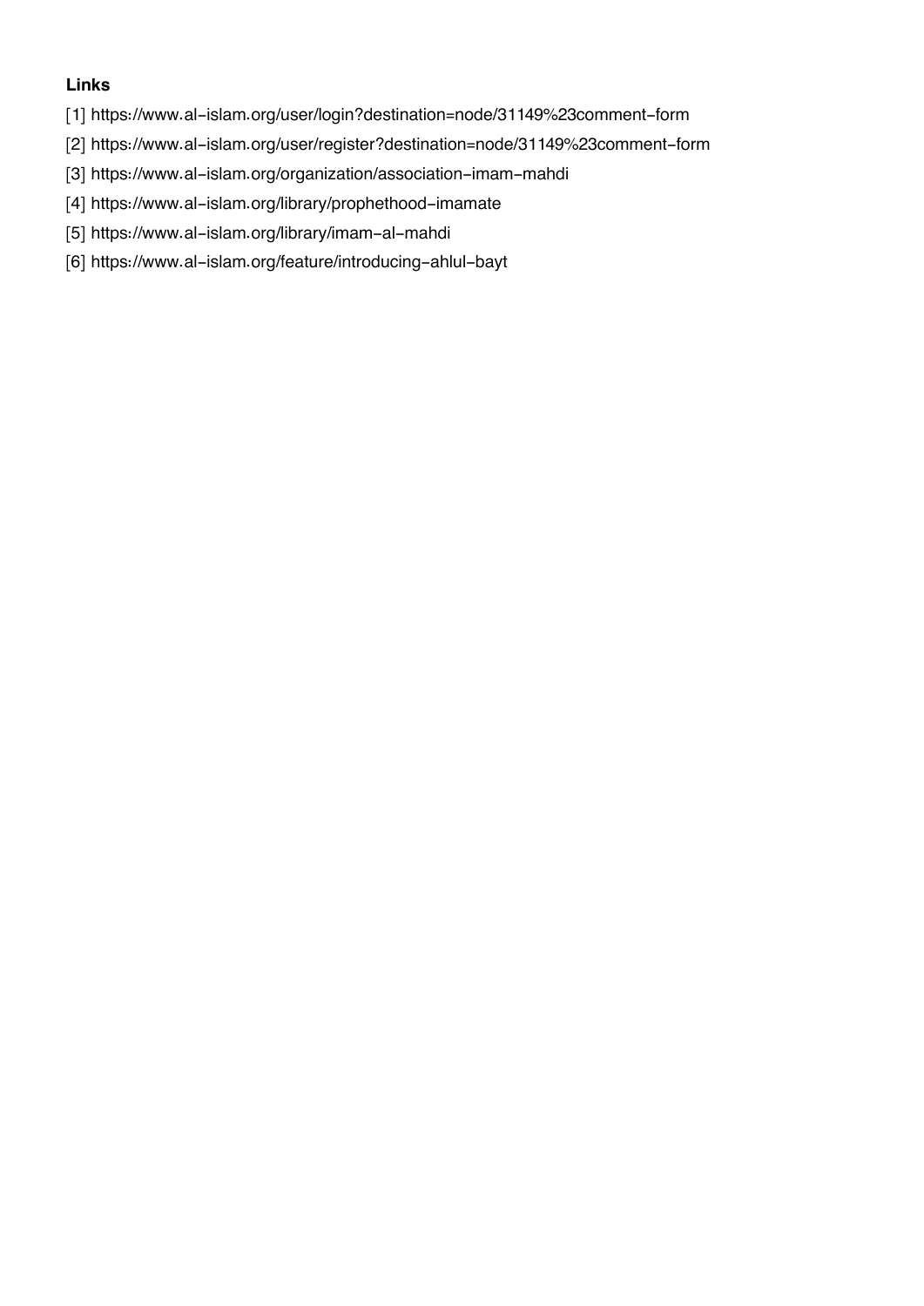**Links**

[1] https://www.al-islam.org/user/login?destination=node/31149%23comment-form

[2] https://www.al-islam.org/user/register?destination=node/31149%23comment-form

[3] https://www.al-islam.org/organization/association-imam-mahdi

[4] https://www.al-islam.org/library/prophethood-imamate

[5] https://www.al-islam.org/library/imam-al-mahdi

[6] https://www.al-islam.org/feature/introducing-ahlul-bayt